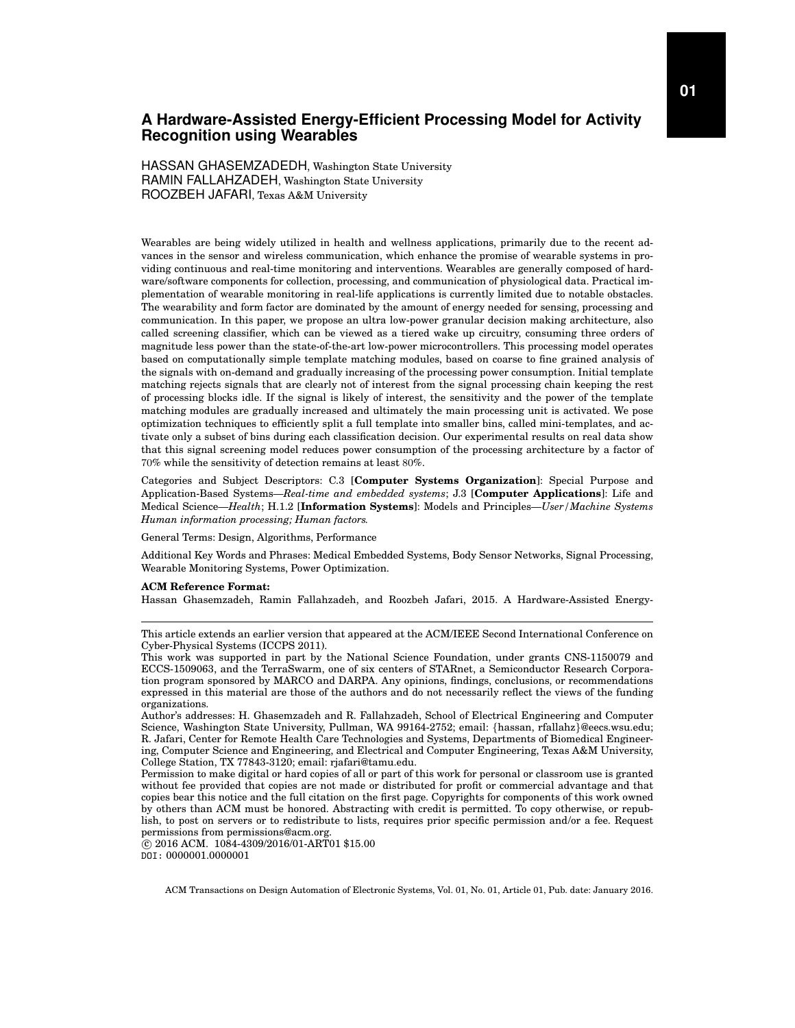# A Hardware-Assisted Energy-Efficient Processing Model for Activity Recognition using Wearables

HASSAN GHASEMZADEDH, Washington State University
RAMIN FALLAHZADEH, Washington State University
ROOZBEH JAFARI, Texas A&M University

Wearables are being widely utilized in health and wellness applications, primarily due to the recent advances in the sensor and wireless communication, which enhance the promise of wearable systems in providing continuous and real-time monitoring and interventions. Wearables are generally composed of hardware/software components for collection, processing, and communication of physiological data. Practical implementation of wearable monitoring in real-life applications is currently limited due to notable obstacles. The wearability and form factor are dominated by the amount of energy needed for sensing, processing and communication. In this paper, we propose an ultra low-power granular decision making architecture, also called screening classifier, which can be viewed as a tiered wake up circuitry, consuming three orders of magnitude less power than the state-of-the-art low-power microcontrollers. This processing model operates based on computationally simple template matching modules, based on coarse to fine grained analysis of the signals with on-demand and gradually increasing of the processing power consumption. Initial template matching rejects signals that are clearly not of interest from the signal processing chain keeping the rest of processing blocks idle. If the signal is likely of interest, the sensitivity and the power of the template matching modules are gradually increased and ultimately the main processing unit is activated. We pose optimization techniques to efficiently split a full template into smaller bins, called mini-templates, and activate only a subset of bins during each classification decision. Our experimental results on real data show that this signal screening model reduces power consumption of the processing architecture by a factor of 70% while the sensitivity of detection remains at least 80%.

Categories and Subject Descriptors: C.3 [**Computer Systems Organization**]: Special Purpose and Application-Based Systems—*Real-time and embedded systems*; J.3 [**Computer Applications**]: Life and Medical Science—*Health*; H.1.2 [**Information Systems**]: Models and Principles—*User/Machine Systems Human information processing; Human factors.*

General Terms: Design, Algorithms, Performance

Additional Key Words and Phrases: Medical Embedded Systems, Body Sensor Networks, Signal Processing, Wearable Monitoring Systems, Power Optimization.

**ACM Reference Format:**
Hassan Ghasemzadeh, Ramin Fallahzadeh, and Roozbeh Jafari, 2015. A Hardware-Assisted Energy-

---

This article extends an earlier version that appeared at the ACM/IEEE Second International Conference on Cyber-Physical Systems (ICCPS 2011).

This work was supported in part by the National Science Foundation, under grants CNS-1150079 and ECCS-1509063, and the TerraSwarm, one of six centers of STARnet, a Semiconductor Research Corporation program sponsored by MARCO and DARPA. Any opinions, findings, conclusions, or recommendations expressed in this material are those of the authors and do not necessarily reflect the views of the funding organizations.

Author's addresses: H. Ghasemzadeh and R. Fallahzadeh, School of Electrical Engineering and Computer Science, Washington State University, Pullman, WA 99164-2752; email: {hassan, rfallahz}@eecs.wsu.edu; R. Jafari, Center for Remote Health Care Technologies and Systems, Departments of Biomedical Engineering, Computer Science and Engineering, and Electrical and Computer Engineering, Texas A&M University, College Station, TX 77843-3120; email: rjafari@tamu.edu.

Permission to make digital or hard copies of all or part of this work for personal or classroom use is granted without fee provided that copies are not made or distributed for profit or commercial advantage and that copies bear this notice and the full citation on the first page. Copyrights for components of this work owned by others than ACM must be honored. Abstracting with credit is permitted. To copy otherwise, or republish, to post on servers or to redistribute to lists, requires prior specific permission and/or a fee. Request permissions from permissions@acm.org.

© 2016 ACM. 1084-4309/2016/01-ART01 $15.00
DOI: 0000001.0000001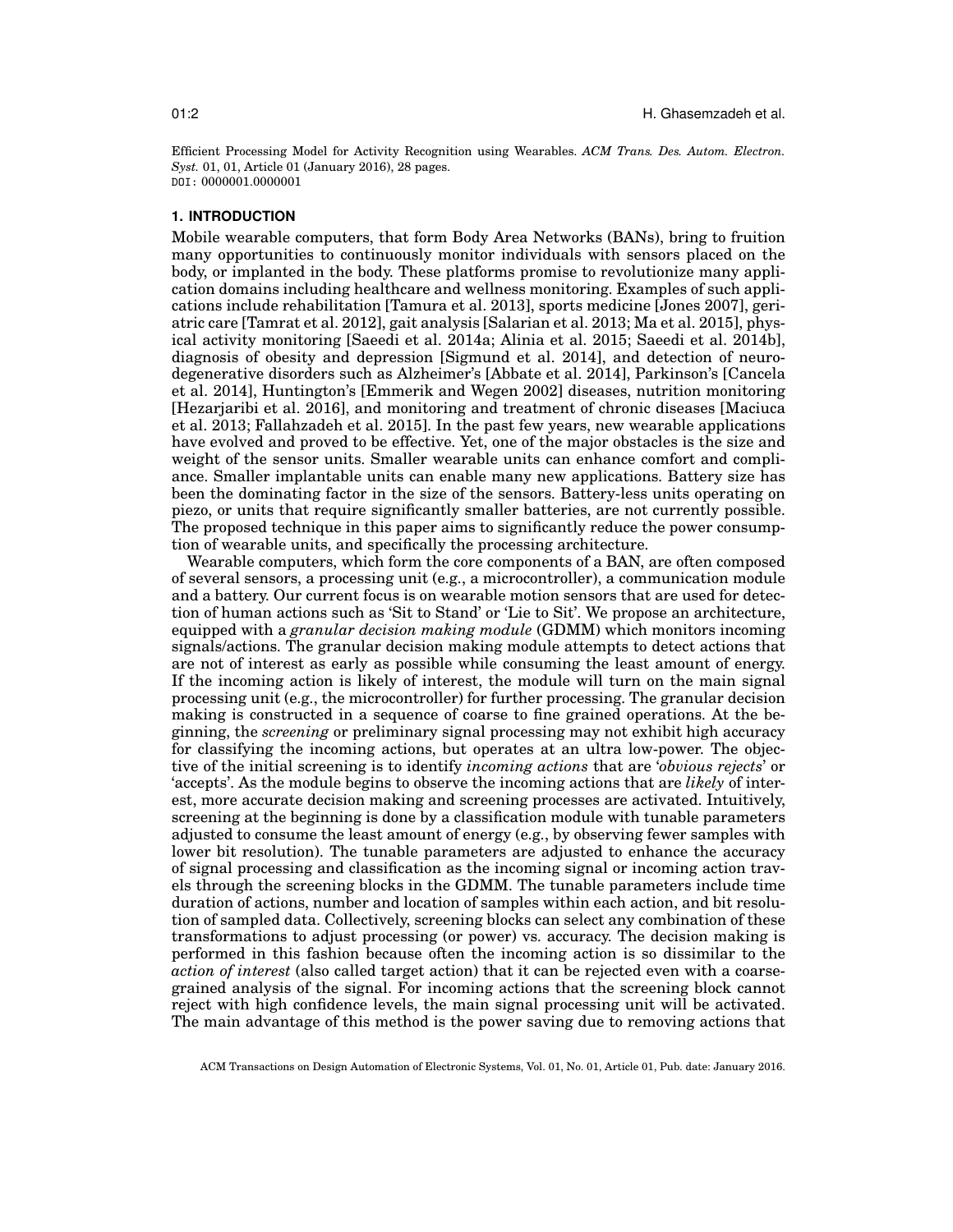Efficient Processing Model for Activity Recognition using Wearables. *ACM Trans. Des. Autom. Electron. Syst.* 01, 01, Article 01 (January 2016), 28 pages.
DOI: 0000001.0000001

## 1. INTRODUCTION

Mobile wearable computers, that form Body Area Networks (BANs), bring to fruition many opportunities to continuously monitor individuals with sensors placed on the body, or implanted in the body. These platforms promise to revolutionize many application domains including healthcare and wellness monitoring. Examples of such applications include rehabilitation [Tamura et al. 2013], sports medicine [Jones 2007], geriatric care [Tamrat et al. 2012], gait analysis [Salarian et al. 2013; Ma et al. 2015], physical activity monitoring [Saeedi et al. 2014a; Alinia et al. 2015; Saeedi et al. 2014b], diagnosis of obesity and depression [Sigmund et al. 2014], and detection of neurodegenerative disorders such as Alzheimer's [Abbate et al. 2014], Parkinson's [Cancela et al. 2014], Huntington's [Emmerik and Wegen 2002] diseases, nutrition monitoring [Hezarjaribi et al. 2016], and monitoring and treatment of chronic diseases [Maciuca et al. 2013; Fallahzadeh et al. 2015]. In the past few years, new wearable applications have evolved and proved to be effective. Yet, one of the major obstacles is the size and weight of the sensor units. Smaller wearable units can enhance comfort and compliance. Smaller implantable units can enable many new applications. Battery size has been the dominating factor in the size of the sensors. Battery-less units operating on piezo, or units that require significantly smaller batteries, are not currently possible. The proposed technique in this paper aims to significantly reduce the power consumption of wearable units, and specifically the processing architecture.

Wearable computers, which form the core components of a BAN, are often composed of several sensors, a processing unit (e.g., a microcontroller), a communication module and a battery. Our current focus is on wearable motion sensors that are used for detection of human actions such as 'Sit to Stand' or 'Lie to Sit'. We propose an architecture, equipped with a *granular decision making module* (GDMM) which monitors incoming signals/actions. The granular decision making module attempts to detect actions that are not of interest as early as possible while consuming the least amount of energy. If the incoming action is likely of interest, the module will turn on the main signal processing unit (e.g., the microcontroller) for further processing. The granular decision making is constructed in a sequence of coarse to fine grained operations. At the beginning, the *screening* or preliminary signal processing may not exhibit high accuracy for classifying the incoming actions, but operates at an ultra low-power. The objective of the initial screening is to identify *incoming actions* that are '*obvious rejects*' or 'accepts'. As the module begins to observe the incoming actions that are *likely* of interest, more accurate decision making and screening processes are activated. Intuitively, screening at the beginning is done by a classification module with tunable parameters adjusted to consume the least amount of energy (e.g., by observing fewer samples with lower bit resolution). The tunable parameters are adjusted to enhance the accuracy of signal processing and classification as the incoming signal or incoming action travels through the screening blocks in the GDMM. The tunable parameters include time duration of actions, number and location of samples within each action, and bit resolution of sampled data. Collectively, screening blocks can select any combination of these transformations to adjust processing (or power) vs. accuracy. The decision making is performed in this fashion because often the incoming action is so dissimilar to the *action of interest* (also called target action) that it can be rejected even with a coarse-grained analysis of the signal. For incoming actions that the screening block cannot reject with high confidence levels, the main signal processing unit will be activated. The main advantage of this method is the power saving due to removing actions that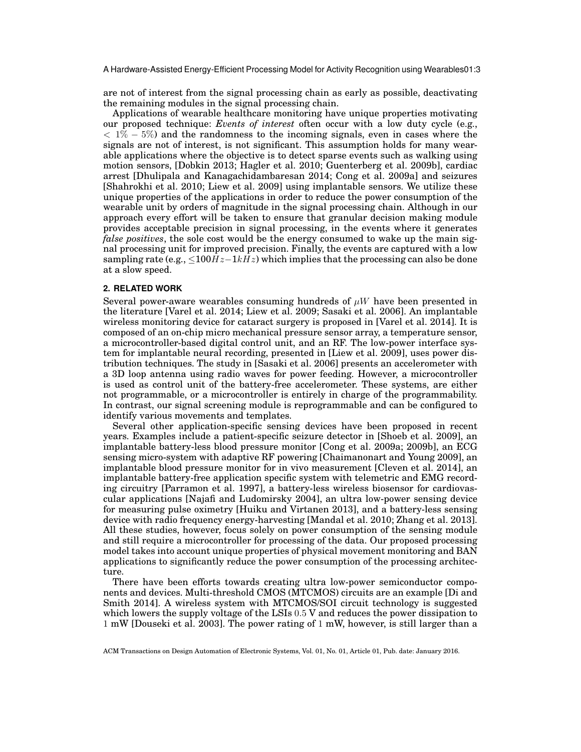are not of interest from the signal processing chain as early as possible, deactivating the remaining modules in the signal processing chain.

Applications of wearable healthcare monitoring have unique properties motivating our proposed technique: *Events of interest* often occur with a low duty cycle (e.g., $< 1\% - 5\%$) and the randomness to the incoming signals, even in cases where the signals are not of interest, is not significant. This assumption holds for many wearable applications where the objective is to detect sparse events such as walking using motion sensors, [Dobkin 2013; Hagler et al. 2010; Guenterberg et al. 2009b], cardiac arrest [Dhulipala and Kanagachidambaresan 2014; Cong et al. 2009a] and seizures [Shahrokhi et al. 2010; Liew et al. 2009] using implantable sensors. We utilize these unique properties of the applications in order to reduce the power consumption of the wearable unit by orders of magnitude in the signal processing chain. Although in our approach every effort will be taken to ensure that granular decision making module provides acceptable precision in signal processing, in the events where it generates *false positives*, the sole cost would be the energy consumed to wake up the main signal processing unit for improved precision. Finally, the events are captured with a low sampling rate (e.g., $\leq 100Hz - 1kHz$) which implies that the processing can also be done at a slow speed.

## 2. RELATED WORK

Several power-aware wearables consuming hundreds of $\mu W$ have been presented in the literature [Varel et al. 2014; Liew et al. 2009; Sasaki et al. 2006]. An implantable wireless monitoring device for cataract surgery is proposed in [Varel et al. 2014]. It is composed of an on-chip micro mechanical pressure sensor array, a temperature sensor, a microcontroller-based digital control unit, and an RF. The low-power interface system for implantable neural recording, presented in [Liew et al. 2009], uses power distribution techniques. The study in [Sasaki et al. 2006] presents an accelerometer with a 3D loop antenna using radio waves for power feeding. However, a microcontroller is used as control unit of the battery-free accelerometer. These systems, are either not programmable, or a microcontroller is entirely in charge of the programmability. In contrast, our signal screening module is reprogrammable and can be configured to identify various movements and templates.

Several other application-specific sensing devices have been proposed in recent years. Examples include a patient-specific seizure detector in [Shoeb et al. 2009], an implantable battery-less blood pressure monitor [Cong et al. 2009a; 2009b], an ECG sensing micro-system with adaptive RF powering [Chaimanonart and Young 2009], an implantable blood pressure monitor for in vivo measurement [Cleven et al. 2014], an implantable battery-free application specific system with telemetric and EMG recording circuitry [Parramon et al. 1997], a battery-less wireless biosensor for cardiovascular applications [Najafi and Ludomirsky 2004], an ultra low-power sensing device for measuring pulse oximetry [Huiku and Virtanen 2013], and a battery-less sensing device with radio frequency energy-harvesting [Mandal et al. 2010; Zhang et al. 2013]. All these studies, however, focus solely on power consumption of the sensing module and still require a microcontroller for processing of the data. Our proposed processing model takes into account unique properties of physical movement monitoring and BAN applications to significantly reduce the power consumption of the processing architecture.

There have been efforts towards creating ultra low-power semiconductor components and devices. Multi-threshold CMOS (MTCMOS) circuits are an example [Di and Smith 2014]. A wireless system with MTCMOS/SOI circuit technology is suggested which lowers the supply voltage of the LSIs $0.5$ V and reduces the power dissipation to $1$ mW [Douseki et al. 2003]. The power rating of $1$ mW, however, is still larger than a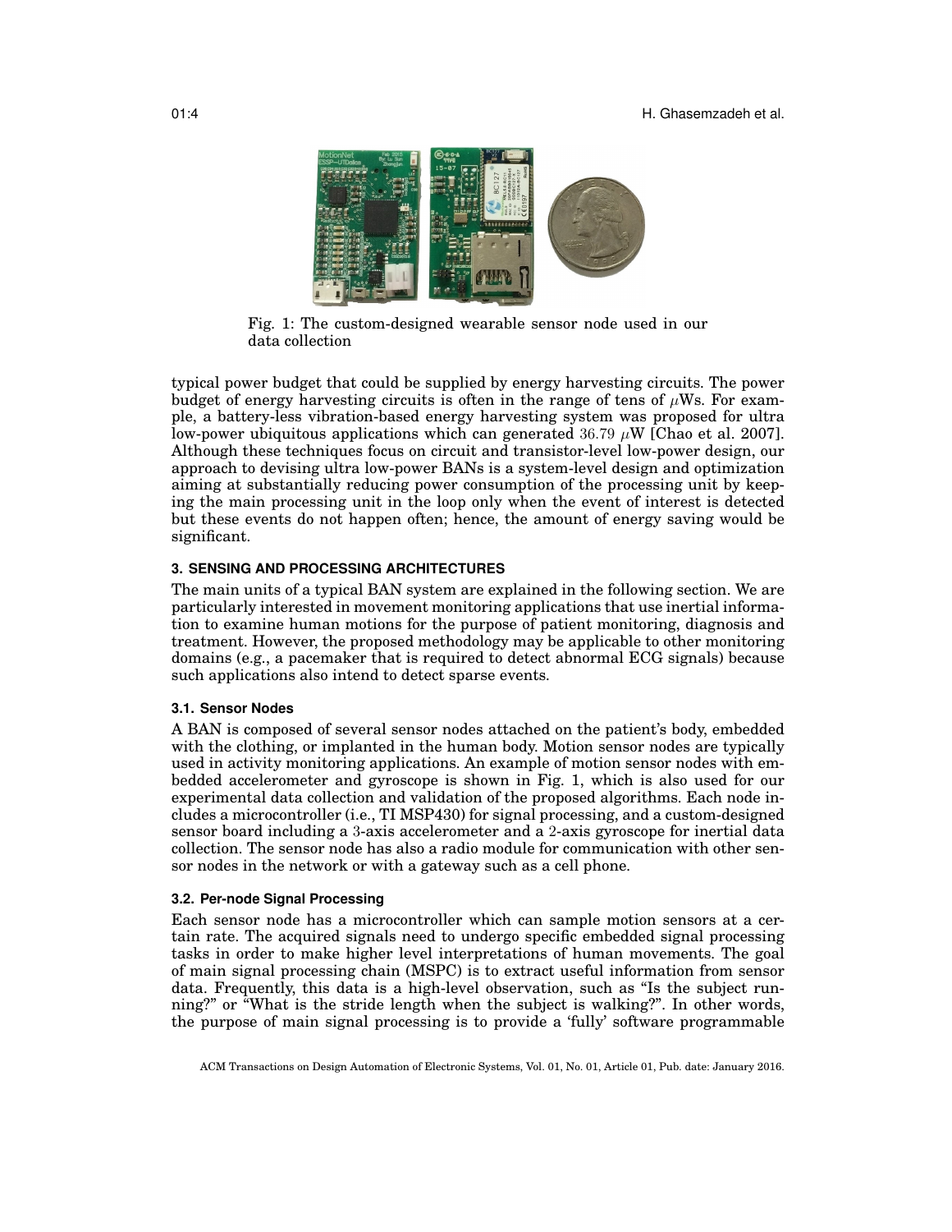Fig. 1: The custom-designed wearable sensor node used in our data collection

typical power budget that could be supplied by energy harvesting circuits. The power budget of energy harvesting circuits is often in the range of tens of $\mu$Ws. For example, a battery-less vibration-based energy harvesting system was proposed for ultra low-power ubiquitous applications which can generated $36.79$ $\mu$W [Chao et al. 2007]. Although these techniques focus on circuit and transistor-level low-power design, our approach to devising ultra low-power BANs is a system-level design and optimization aiming at substantially reducing power consumption of the processing unit by keeping the main processing unit in the loop only when the event of interest is detected but these events do not happen often; hence, the amount of energy saving would be significant.

## 3. SENSING AND PROCESSING ARCHITECTURES

The main units of a typical BAN system are explained in the following section. We are particularly interested in movement monitoring applications that use inertial information to examine human motions for the purpose of patient monitoring, diagnosis and treatment. However, the proposed methodology may be applicable to other monitoring domains (e.g., a pacemaker that is required to detect abnormal ECG signals) because such applications also intend to detect sparse events.

### 3.1. Sensor Nodes

A BAN is composed of several sensor nodes attached on the patient's body, embedded with the clothing, or implanted in the human body. Motion sensor nodes are typically used in activity monitoring applications. An example of motion sensor nodes with embedded accelerometer and gyroscope is shown in Fig. 1, which is also used for our experimental data collection and validation of the proposed algorithms. Each node includes a microcontroller (i.e., TI MSP430) for signal processing, and a custom-designed sensor board including a 3-axis accelerometer and a 2-axis gyroscope for inertial data collection. The sensor node has also a radio module for communication with other sensor nodes in the network or with a gateway such as a cell phone.

### 3.2. Per-node Signal Processing

Each sensor node has a microcontroller which can sample motion sensors at a certain rate. The acquired signals need to undergo specific embedded signal processing tasks in order to make higher level interpretations of human movements. The goal of main signal processing chain (MSPC) is to extract useful information from sensor data. Frequently, this data is a high-level observation, such as "Is the subject running?" or "What is the stride length when the subject is walking?". In other words, the purpose of main signal processing is to provide a 'fully' software programmable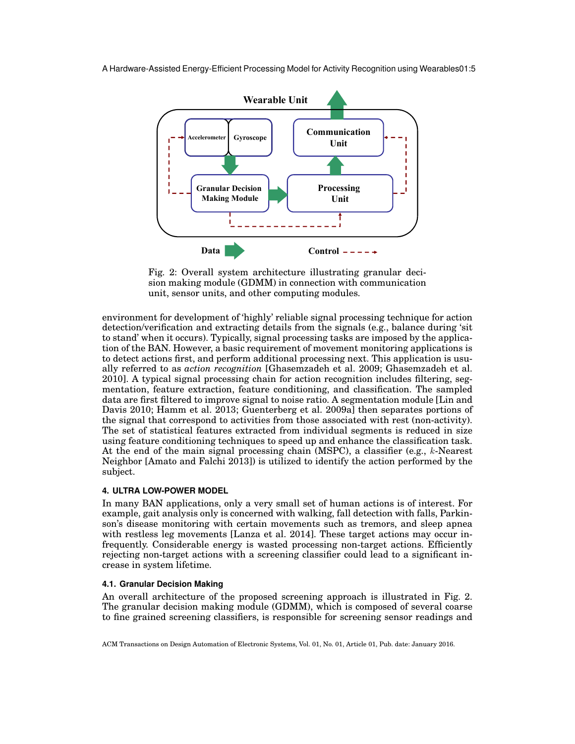Fig. 2: Overall system architecture illustrating granular decision making module (GDMM) in connection with communication unit, sensor units, and other computing modules.

environment for development of 'highly' reliable signal processing technique for action detection/verification and extracting details from the signals (e.g., balance during 'sit to stand' when it occurs). Typically, signal processing tasks are imposed by the application of the BAN. However, a basic requirement of movement monitoring applications is to detect actions first, and perform additional processing next. This application is usually referred to as *action recognition* [Ghasemzadeh et al. 2009; Ghasemzadeh et al. 2010]. A typical signal processing chain for action recognition includes filtering, segmentation, feature extraction, feature conditioning, and classification. The sampled data are first filtered to improve signal to noise ratio. A segmentation module [Lin and Davis 2010; Hamm et al. 2013; Guenterberg et al. 2009a] then separates portions of the signal that correspond to activities from those associated with rest (non-activity). The set of statistical features extracted from individual segments is reduced in size using feature conditioning techniques to speed up and enhance the classification task. At the end of the main signal processing chain (MSPC), a classifier (e.g., $k$-Nearest Neighbor [Amato and Falchi 2013]) is utilized to identify the action performed by the subject.

## 4. ULTRA LOW-POWER MODEL

In many BAN applications, only a very small set of human actions is of interest. For example, gait analysis only is concerned with walking, fall detection with falls, Parkinson's disease monitoring with certain movements such as tremors, and sleep apnea with restless leg movements [Lanza et al. 2014]. These target actions may occur infrequently. Considerable energy is wasted processing non-target actions. Efficiently rejecting non-target actions with a screening classifier could lead to a significant increase in system lifetime.

### 4.1. Granular Decision Making

An overall architecture of the proposed screening approach is illustrated in Fig. 2. The granular decision making module (GDMM), which is composed of several coarse to fine grained screening classifiers, is responsible for screening sensor readings and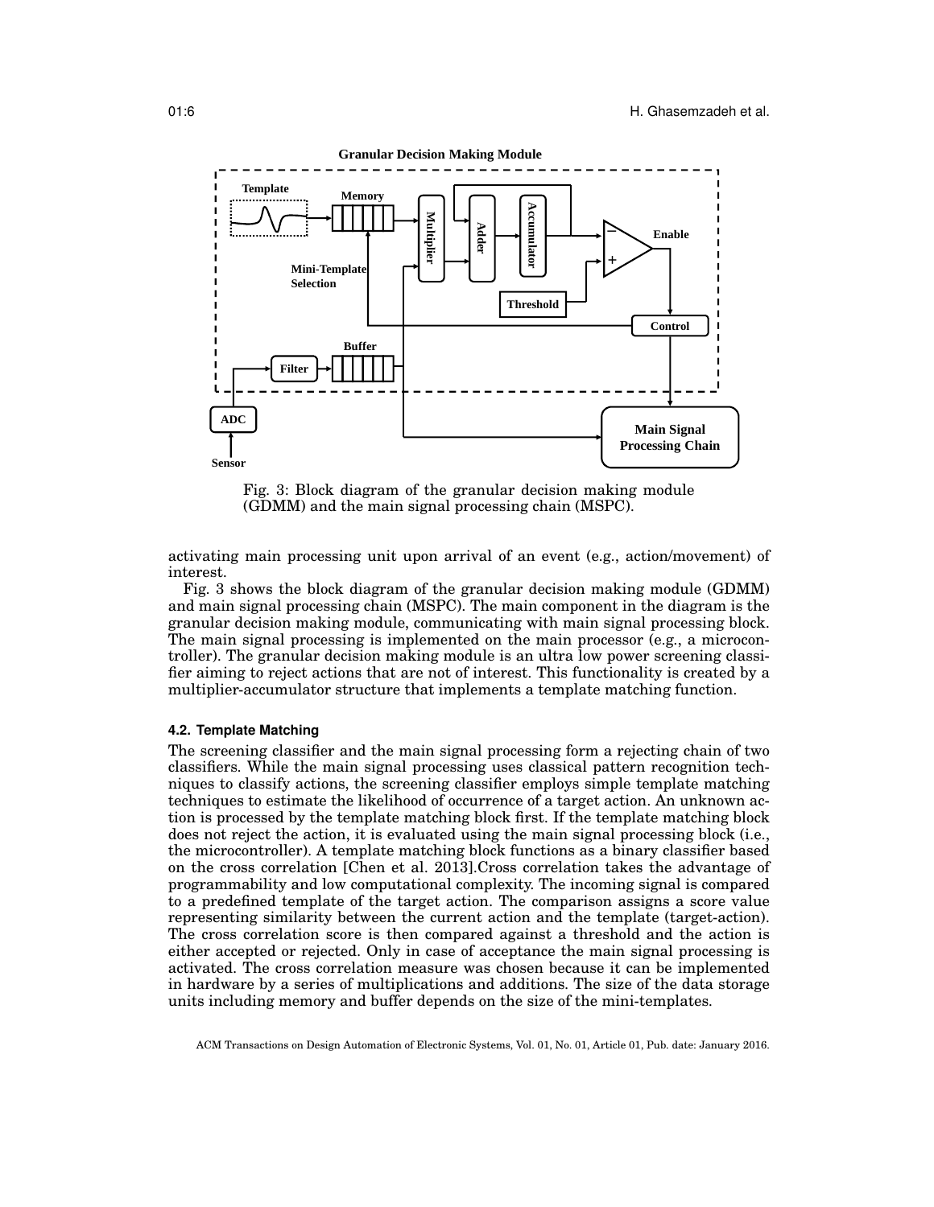Fig. 3: Block diagram of the granular decision making module (GDMM) and the main signal processing chain (MSPC).

activating main processing unit upon arrival of an event (e.g., action/movement) of interest.

Fig. 3 shows the block diagram of the granular decision making module (GDMM) and main signal processing chain (MSPC). The main component in the diagram is the granular decision making module, communicating with main signal processing block. The main signal processing is implemented on the main processor (e.g., a microcontroller). The granular decision making module is an ultra low power screening classifier aiming to reject actions that are not of interest. This functionality is created by a multiplier-accumulator structure that implements a template matching function.

#### 4.2. Template Matching

The screening classifier and the main signal processing form a rejecting chain of two classifiers. While the main signal processing uses classical pattern recognition techniques to classify actions, the screening classifier employs simple template matching techniques to estimate the likelihood of occurrence of a target action. An unknown action is processed by the template matching block first. If the template matching block does not reject the action, it is evaluated using the main signal processing block (i.e., the microcontroller). A template matching block functions as a binary classifier based on the cross correlation [Chen et al. 2013].Cross correlation takes the advantage of programmability and low computational complexity. The incoming signal is compared to a predefined template of the target action. The comparison assigns a score value representing similarity between the current action and the template (target-action). The cross correlation score is then compared against a threshold and the action is either accepted or rejected. Only in case of acceptance the main signal processing is activated. The cross correlation measure was chosen because it can be implemented in hardware by a series of multiplications and additions. The size of the data storage units including memory and buffer depends on the size of the mini-templates.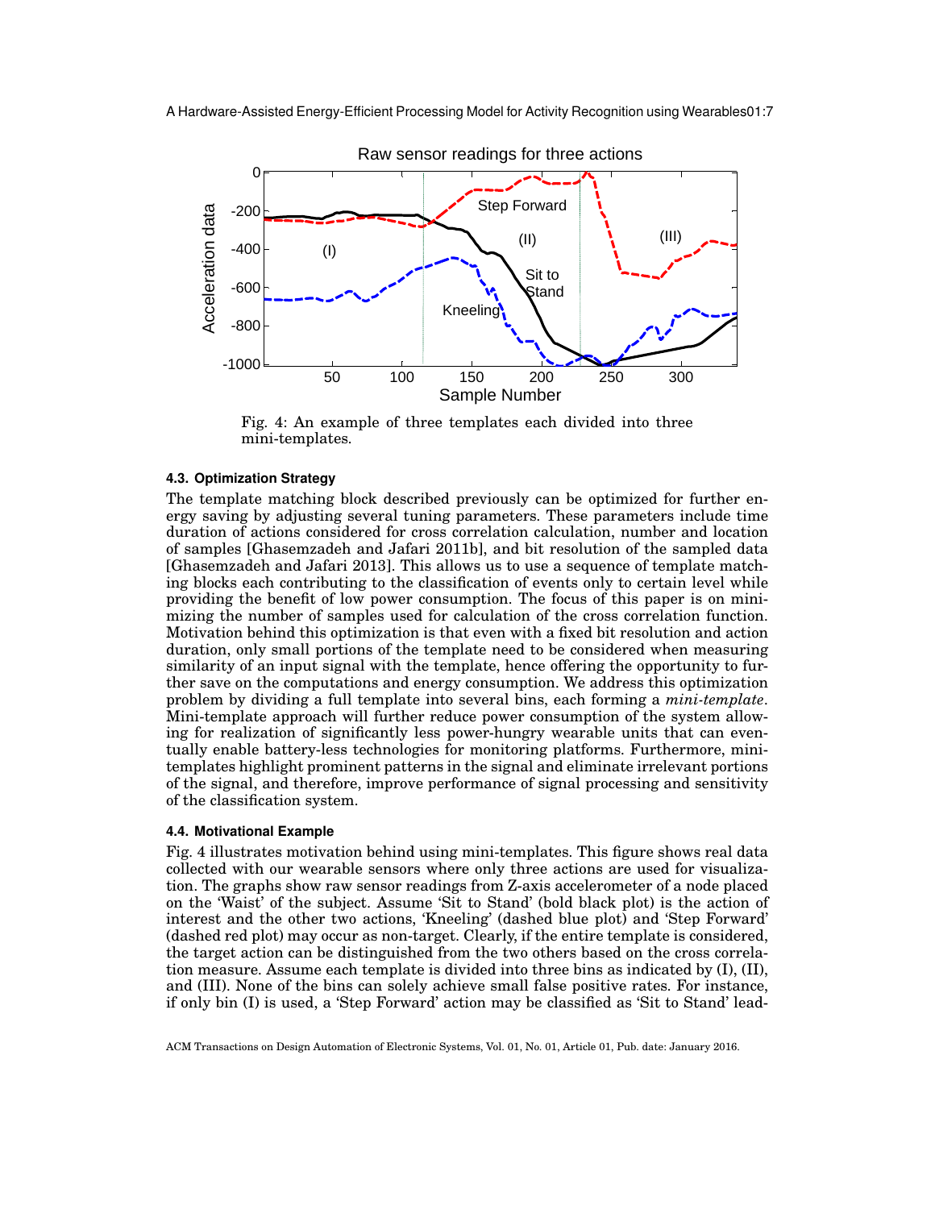Fig. 4: An example of three templates each divided into three mini-templates.

### 4.3. Optimization Strategy

The template matching block described previously can be optimized for further energy saving by adjusting several tuning parameters. These parameters include time duration of actions considered for cross correlation calculation, number and location of samples [Ghasemzadeh and Jafari 2011b], and bit resolution of the sampled data [Ghasemzadeh and Jafari 2013]. This allows us to use a sequence of template matching blocks each contributing to the classification of events only to certain level while providing the benefit of low power consumption. The focus of this paper is on minimizing the number of samples used for calculation of the cross correlation function. Motivation behind this optimization is that even with a fixed bit resolution and action duration, only small portions of the template need to be considered when measuring similarity of an input signal with the template, hence offering the opportunity to further save on the computations and energy consumption. We address this optimization problem by dividing a full template into several bins, each forming a *mini-template*. Mini-template approach will further reduce power consumption of the system allowing for realization of significantly less power-hungry wearable units that can eventually enable battery-less technologies for monitoring platforms. Furthermore, mini-templates highlight prominent patterns in the signal and eliminate irrelevant portions of the signal, and therefore, improve performance of signal processing and sensitivity of the classification system.

### 4.4. Motivational Example

Fig. 4 illustrates motivation behind using mini-templates. This figure shows real data collected with our wearable sensors where only three actions are used for visualization. The graphs show raw sensor readings from Z-axis accelerometer of a node placed on the 'Waist' of the subject. Assume 'Sit to Stand' (bold black plot) is the action of interest and the other two actions, 'Kneeling' (dashed blue plot) and 'Step Forward' (dashed red plot) may occur as non-target. Clearly, if the entire template is considered, the target action can be distinguished from the two others based on the cross correlation measure. Assume each template is divided into three bins as indicated by (I), (II), and (III). None of the bins can solely achieve small false positive rates. For instance, if only bin (I) is used, a 'Step Forward' action may be classified as 'Sit to Stand' lead-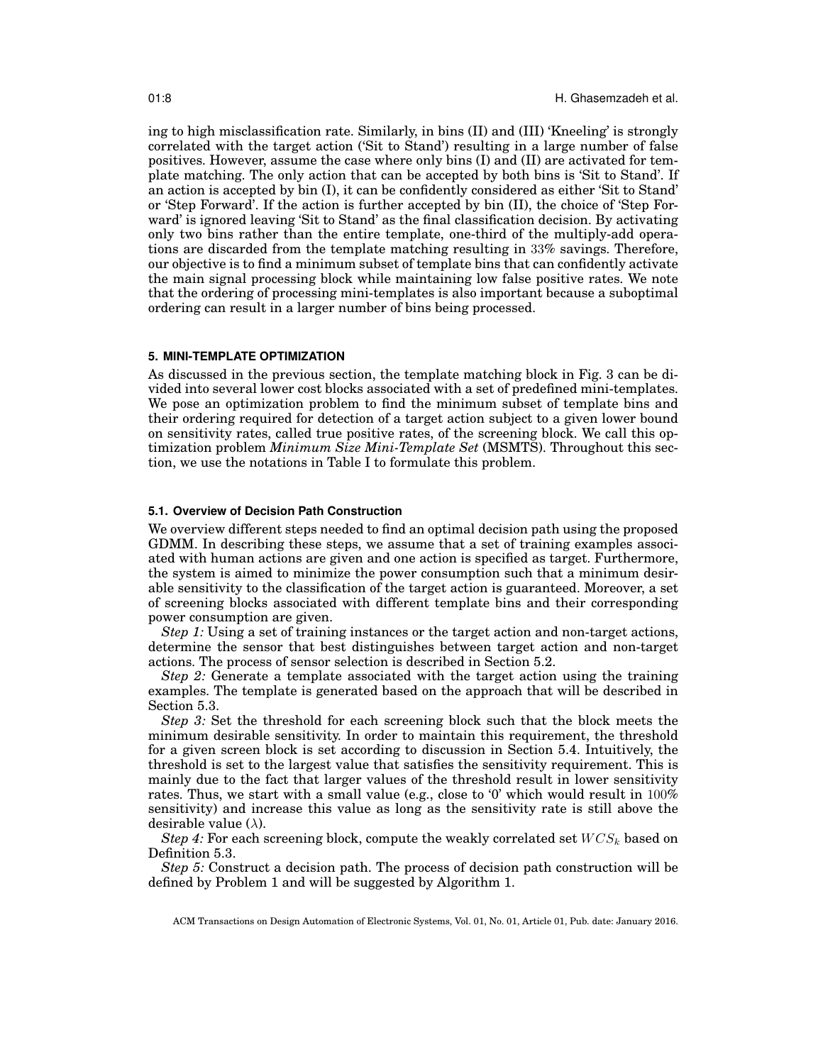ing to high misclassification rate. Similarly, in bins (II) and (III) 'Kneeling' is strongly correlated with the target action ('Sit to Stand') resulting in a large number of false positives. However, assume the case where only bins (I) and (II) are activated for template matching. The only action that can be accepted by both bins is 'Sit to Stand'. If an action is accepted by bin (I), it can be confidently considered as either 'Sit to Stand' or 'Step Forward'. If the action is further accepted by bin (II), the choice of 'Step Forward' is ignored leaving 'Sit to Stand' as the final classification decision. By activating only two bins rather than the entire template, one-third of the multiply-add operations are discarded from the template matching resulting in $33\%$ savings. Therefore, our objective is to find a minimum subset of template bins that can confidently activate the main signal processing block while maintaining low false positive rates. We note that the ordering of processing mini-templates is also important because a suboptimal ordering can result in a larger number of bins being processed.

## 5. MINI-TEMPLATE OPTIMIZATION

As discussed in the previous section, the template matching block in Fig. 3 can be divided into several lower cost blocks associated with a set of predefined mini-templates. We pose an optimization problem to find the minimum subset of template bins and their ordering required for detection of a target action subject to a given lower bound on sensitivity rates, called true positive rates, of the screening block. We call this optimization problem *Minimum Size Mini-Template Set* (MSMTS). Throughout this section, we use the notations in Table I to formulate this problem.

### 5.1. Overview of Decision Path Construction

We overview different steps needed to find an optimal decision path using the proposed GDMM. In describing these steps, we assume that a set of training examples associated with human actions are given and one action is specified as target. Furthermore, the system is aimed to minimize the power consumption such that a minimum desirable sensitivity to the classification of the target action is guaranteed. Moreover, a set of screening blocks associated with different template bins and their corresponding power consumption are given.

*Step 1:* Using a set of training instances or the target action and non-target actions, determine the sensor that best distinguishes between target action and non-target actions. The process of sensor selection is described in Section 5.2.

*Step 2:* Generate a template associated with the target action using the training examples. The template is generated based on the approach that will be described in Section 5.3.

*Step 3:* Set the threshold for each screening block such that the block meets the minimum desirable sensitivity. In order to maintain this requirement, the threshold for a given screen block is set according to discussion in Section 5.4. Intuitively, the threshold is set to the largest value that satisfies the sensitivity requirement. This is mainly due to the fact that larger values of the threshold result in lower sensitivity rates. Thus, we start with a small value (e.g., close to '0' which would result in $100\%$ sensitivity) and increase this value as long as the sensitivity rate is still above the desirable value ($\lambda$).

*Step 4:* For each screening block, compute the weakly correlated set $WCS_k$ based on Definition 5.3.

*Step 5:* Construct a decision path. The process of decision path construction will be defined by Problem 1 and will be suggested by Algorithm 1.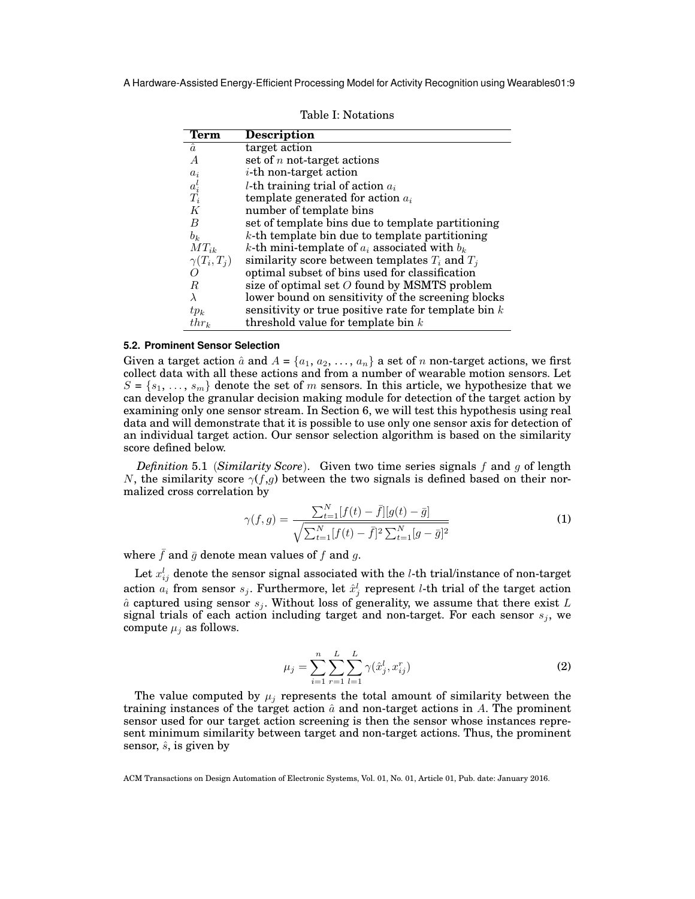Table I: Notations

| Term | Description |
|---|---|
| $\hat{a}$ | target action |
| $A$ | set of $n$ not-target actions |
| $a_i$ | $i$-th non-target action |
| $a_i^l$ | $l$-th training trial of action $a_i$ |
| $T_i$ | template generated for action $a_i$ |
| $K$ | number of template bins |
| $B$ | set of template bins due to template partitioning |
| $b_k$ | $k$-th template bin due to template partitioning |
| $MT_{ik}$ | $k$-th mini-template of $a_i$ associated with $b_k$ |
| $\gamma(T_i, T_j)$ | similarity score between templates $T_i$ and $T_j$ |
| $O$ | optimal subset of bins used for classification |
| $R$ | size of optimal set $O$ found by MSMTS problem |
| $\lambda$ | lower bound on sensitivity of the screening blocks |
| $tp_k$ | sensitivity or true positive rate for template bin $k$ |
| $thr_k$ | threshold value for template bin $k$ |

### 5.2. Prominent Sensor Selection

Given a target action $\hat{a}$ and $A = \{a_1, a_2, \ldots, a_n\}$ a set of $n$ non-target actions, we first collect data with all these actions and from a number of wearable motion sensors. Let $S = \{s_1, \ldots, s_m\}$ denote the set of $m$ sensors. In this article, we hypothesize that we can develop the granular decision making module for detection of the target action by examining only one sensor stream. In Section 6, we will test this hypothesis using real data and will demonstrate that it is possible to use only one sensor axis for detection of an individual target action. Our sensor selection algorithm is based on the similarity score defined below.

*Definition* 5.1 (*Similarity Score*). Given two time series signals $f$ and $g$ of length $N$, the similarity score $\gamma(f,g)$ between the two signals is defined based on their normalized cross correlation by

$$\gamma(f,g) = \frac{\sum_{t=1}^{N}[f(t) - \bar{f}][g(t) - \bar{g}]}{\sqrt{\sum_{t=1}^{N}[f(t) - \bar{f}]^2 \sum_{t=1}^{N}[g - \bar{g}]^2}} \tag{1}$$

where $\bar{f}$ and $\bar{g}$ denote mean values of $f$ and $g$.

Let $x_{ij}^l$ denote the sensor signal associated with the $l$-th trial/instance of non-target action $a_i$ from sensor $s_j$. Furthermore, let $\hat{x}_j^l$ represent $l$-th trial of the target action $\hat{a}$ captured using sensor $s_j$. Without loss of generality, we assume that there exist $L$ signal trials of each action including target and non-target. For each sensor $s_j$, we compute $\mu_j$ as follows.

$$\mu_j = \sum_{i=1}^{n} \sum_{r=1}^{L} \sum_{l=1}^{L} \gamma(\hat{x}_j^l, x_{ij}^r) \tag{2}$$

The value computed by $\mu_j$ represents the total amount of similarity between the training instances of the target action $\hat{a}$ and non-target actions in $A$. The prominent sensor used for our target action screening is then the sensor whose instances represent minimum similarity between target and non-target actions. Thus, the prominent sensor, $\hat{s}$, is given by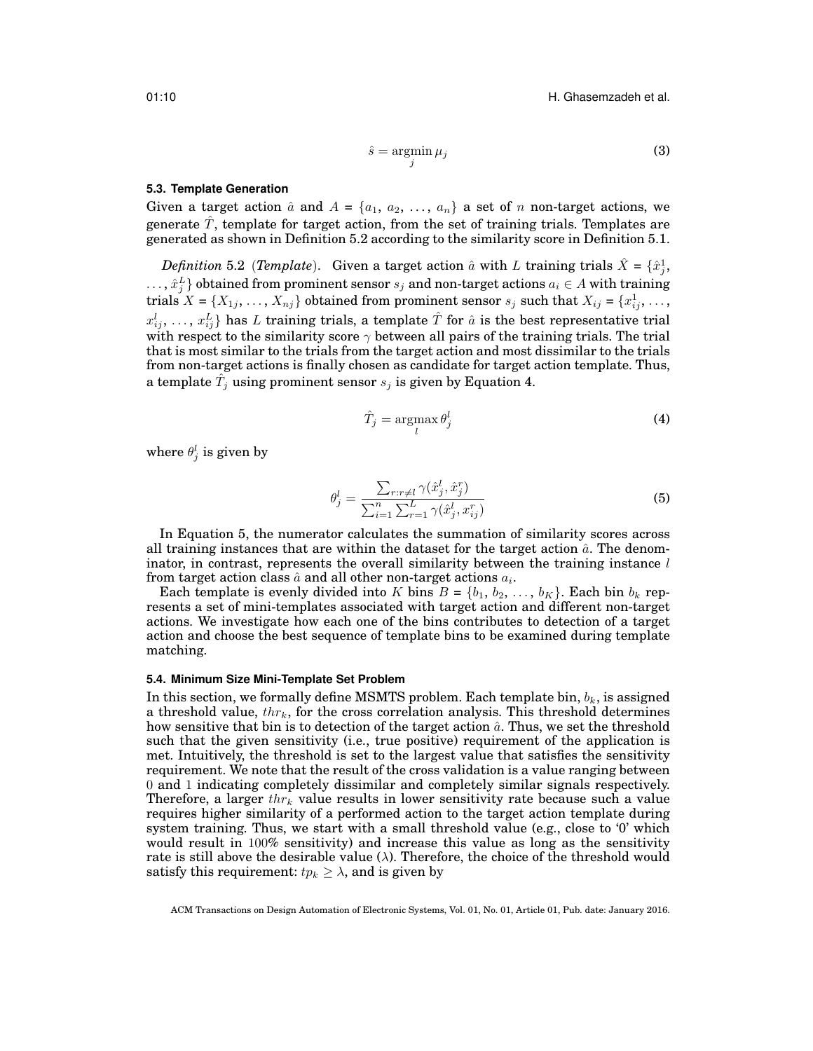$$\hat{s} = \underset{j}{\operatorname{argmin}}\, \mu_j \tag{3}$$

### 5.3. Template Generation

Given a target action $\hat{a}$ and $A = \{a_1, a_2, \ldots, a_n\}$ a set of $n$ non-target actions, we generate $\hat{T}$, template for target action, from the set of training trials. Templates are generated as shown in Definition 5.2 according to the similarity score in Definition 5.1.

*Definition* 5.2 (***Template***). Given a target action $\hat{a}$ with $L$ training trials $\hat{X} = \{\hat{x}_j^1, \ldots, \hat{x}_j^L\}$ obtained from prominent sensor $s_j$ and non-target actions $a_i \in A$ with training trials $X = \{X_{1j}, \ldots, X_{nj}\}$ obtained from prominent sensor $s_j$ such that $X_{ij} = \{x_{ij}^1, \ldots, x_{ij}^l, \ldots, x_{ij}^L\}$ has $L$ training trials, a template $\hat{T}$ for $\hat{a}$ is the best representative trial with respect to the similarity score $\gamma$ between all pairs of the training trials. The trial that is most similar to the trials from the target action and most dissimilar to the trials from non-target actions is finally chosen as candidate for target action template. Thus, a template $\hat{T}_j$ using prominent sensor $s_j$ is given by Equation 4.

$$\hat{T}_j = \underset{l}{\operatorname{argmax}}\, \theta_j^l \tag{4}$$

where $\theta_j^l$ is given by

$$\theta_j^l = \frac{\sum_{r:r \neq l} \gamma(\hat{x}_j^l, \hat{x}_j^r)}{\sum_{i=1}^{n} \sum_{r=1}^{L} \gamma(\hat{x}_j^l, x_{ij}^r)} \tag{5}$$

In Equation 5, the numerator calculates the summation of similarity scores across all training instances that are within the dataset for the target action $\hat{a}$. The denominator, in contrast, represents the overall similarity between the training instance $l$ from target action class $\hat{a}$ and all other non-target actions $a_i$.

Each template is evenly divided into $K$ bins $B = \{b_1, b_2, \ldots, b_K\}$. Each bin $b_k$ represents a set of mini-templates associated with target action and different non-target actions. We investigate how each one of the bins contributes to detection of a target action and choose the best sequence of template bins to be examined during template matching.

### 5.4. Minimum Size Mini-Template Set Problem

In this section, we formally define MSMTS problem. Each template bin, $b_k$, is assigned a threshold value, $thr_k$, for the cross correlation analysis. This threshold determines how sensitive that bin is to detection of the target action $\hat{a}$. Thus, we set the threshold such that the given sensitivity (i.e., true positive) requirement of the application is met. Intuitively, the threshold is set to the largest value that satisfies the sensitivity requirement. We note that the result of the cross validation is a value ranging between 0 and 1 indicating completely dissimilar and completely similar signals respectively. Therefore, a larger $thr_k$ value results in lower sensitivity rate because such a value requires higher similarity of a performed action to the target action template during system training. Thus, we start with a small threshold value (e.g., close to '0' which would result in 100% sensitivity) and increase this value as long as the sensitivity rate is still above the desirable value ($\lambda$). Therefore, the choice of the threshold would satisfy this requirement: $tp_k \geq \lambda$, and is given by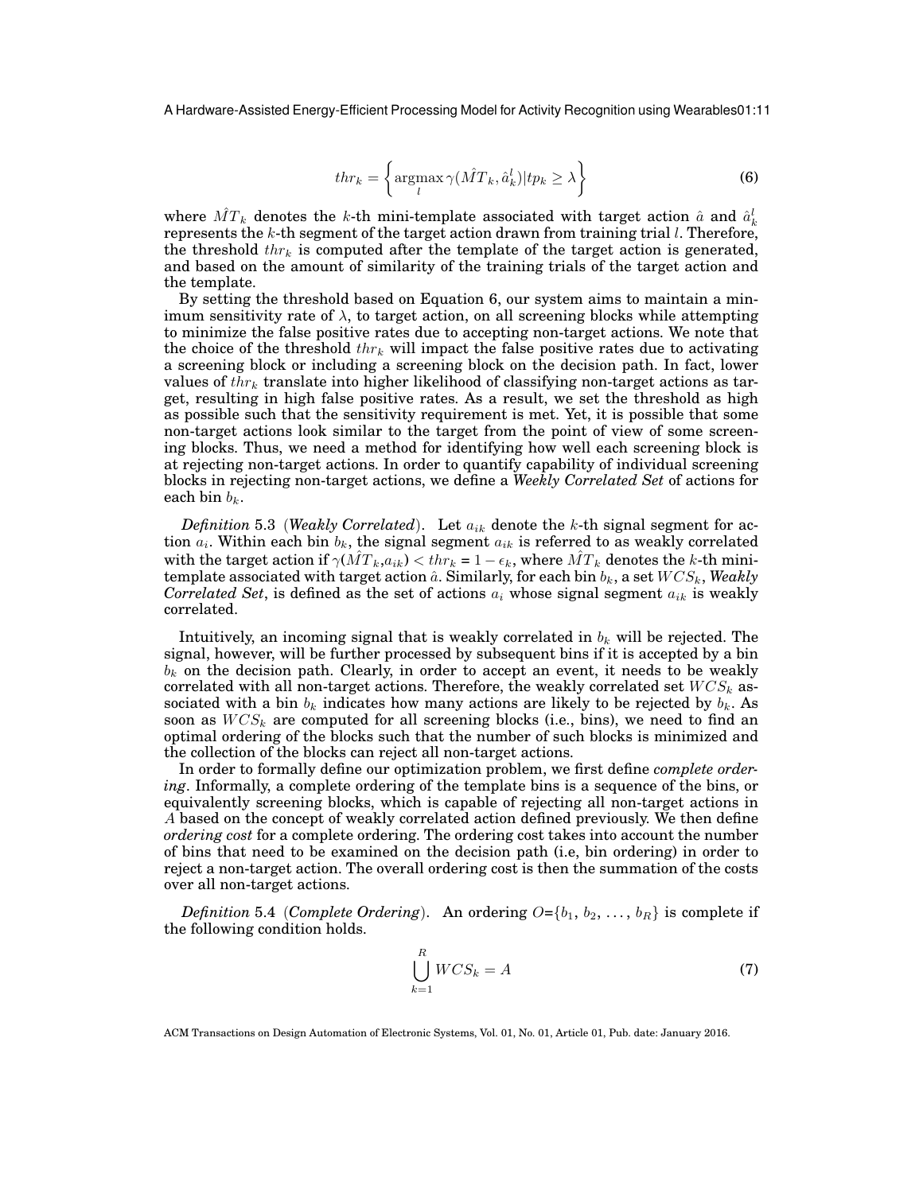$$thr_k = \left\{ \underset{l}{\operatorname{argmax}} \, \gamma(\hat{MT}_k, \hat{a}_k^l) | tp_k \geq \lambda \right\} \tag{6}$$

where $\hat{MT}_k$ denotes the $k$-th mini-template associated with target action $\hat{a}$ and $\hat{a}_k^l$ represents the $k$-th segment of the target action drawn from training trial $l$. Therefore, the threshold $thr_k$ is computed after the template of the target action is generated, and based on the amount of similarity of the training trials of the target action and the template.

By setting the threshold based on Equation 6, our system aims to maintain a minimum sensitivity rate of $\lambda$, to target action, on all screening blocks while attempting to minimize the false positive rates due to accepting non-target actions. We note that the choice of the threshold $thr_k$ will impact the false positive rates due to activating a screening block or including a screening block on the decision path. In fact, lower values of $thr_k$ translate into higher likelihood of classifying non-target actions as target, resulting in high false positive rates. As a result, we set the threshold as high as possible such that the sensitivity requirement is met. Yet, it is possible that some non-target actions look similar to the target from the point of view of some screening blocks. Thus, we need a method for identifying how well each screening block is at rejecting non-target actions. In order to quantify capability of individual screening blocks in rejecting non-target actions, we define a *Weekly Correlated Set* of actions for each bin $b_k$.

*Definition* 5.3 (*Weakly Correlated*). Let $a_{ik}$ denote the $k$-th signal segment for action $a_i$. Within each bin $b_k$, the signal segment $a_{ik}$ is referred to as weakly correlated with the target action if $\gamma(\hat{MT}_k, a_{ik}) < thr_k = 1 - \epsilon_k$, where $\hat{MT}_k$ denotes the $k$-th mini-template associated with target action $\hat{a}$. Similarly, for each bin $b_k$, a set $WCS_k$, *Weakly Correlated Set*, is defined as the set of actions $a_i$ whose signal segment $a_{ik}$ is weakly correlated.

Intuitively, an incoming signal that is weakly correlated in $b_k$ will be rejected. The signal, however, will be further processed by subsequent bins if it is accepted by a bin $b_k$ on the decision path. Clearly, in order to accept an event, it needs to be weakly correlated with all non-target actions. Therefore, the weakly correlated set $WCS_k$ associated with a bin $b_k$ indicates how many actions are likely to be rejected by $b_k$. As soon as $WCS_k$ are computed for all screening blocks (i.e., bins), we need to find an optimal ordering of the blocks such that the number of such blocks is minimized and the collection of the blocks can reject all non-target actions.

In order to formally define our optimization problem, we first define *complete ordering*. Informally, a complete ordering of the template bins is a sequence of the bins, or equivalently screening blocks, which is capable of rejecting all non-target actions in $A$ based on the concept of weakly correlated action defined previously. We then define *ordering cost* for a complete ordering. The ordering cost takes into account the number of bins that need to be examined on the decision path (i.e, bin ordering) in order to reject a non-target action. The overall ordering cost is then the summation of the costs over all non-target actions.

*Definition* 5.4 (*Complete Ordering*). An ordering $O = \{b_1, b_2, \ldots, b_R\}$ is complete if the following condition holds.

$$\bigcup_{k=1}^{R} WCS_k = A \tag{7}$$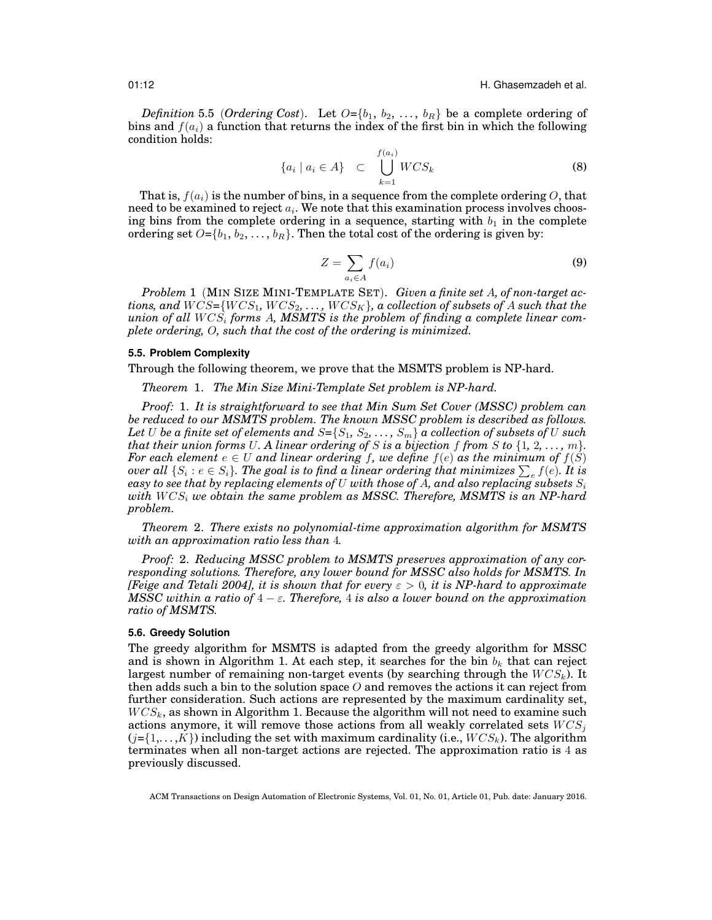*Definition* 5.5 (***Ordering Cost***). Let $O$={$b_1$, $b_2$, ..., $b_R$} be a complete ordering of bins and $f(a_i)$ a function that returns the index of the first bin in which the following condition holds:

$$\{a_i \mid a_i \in A\} \quad \subset \quad \bigcup_{k=1}^{f(a_i)} WCS_k \tag{8}$$

That is, $f(a_i)$ is the number of bins, in a sequence from the complete ordering $O$, that need to be examined to reject $a_i$. We note that this examination process involves choosing bins from the complete ordering in a sequence, starting with $b_1$ in the complete ordering set $O$={$b_1$, $b_2$, ..., $b_R$}. Then the total cost of the ordering is given by:

$$Z = \sum_{a_i \in A} f(a_i) \tag{9}$$

*Problem* 1 (MIN SIZE MINI-TEMPLATE SET). *Given a finite set $A$, of non-target actions, and $WCS$={$WCS_1$, $WCS_2$, ..., $WCS_K$}, a collection of subsets of $A$ such that the union of all $WCS_i$ forms $A$, MSMTS is the problem of finding a complete linear complete ordering, $O$, such that the cost of the ordering is minimized.*

### 5.5. Problem Complexity

Through the following theorem, we prove that the MSMTS problem is NP-hard.

*Theorem* 1. *The Min Size Mini-Template Set problem is NP-hard.*

*Proof:* 1. *It is straightforward to see that Min Sum Set Cover (MSSC) problem can be reduced to our MSMTS problem. The known MSSC problem is described as follows. Let $U$ be a finite set of elements and $S$={$S_1$, $S_2$, ..., $S_m$} a collection of subsets of $U$ such that their union forms $U$. A linear ordering of $S$ is a bijection $f$ from $S$ to {1, 2, ..., $m$}. For each element $e \in U$ and linear ordering $f$, we define $f(e)$ as the minimum of $f(S)$ over all $\{S_i : e \in S_i\}$. The goal is to find a linear ordering that minimizes $\sum_e f(e)$. It is easy to see that by replacing elements of $U$ with those of $A$, and also replacing subsets $S_i$ with $WCS_i$ we obtain the same problem as MSSC. Therefore, MSMTS is an NP-hard problem.*

*Theorem* 2. *There exists no polynomial-time approximation algorithm for MSMTS with an approximation ratio less than* 4*.*

*Proof:* 2. *Reducing MSSC problem to MSMTS preserves approximation of any corresponding solutions. Therefore, any lower bound for MSSC also holds for MSMTS. In [Feige and Tetali 2004], it is shown that for every $\varepsilon > 0$, it is NP-hard to approximate MSSC within a ratio of $4 - \varepsilon$. Therefore,* 4 *is also a lower bound on the approximation ratio of MSMTS.*

### 5.6. Greedy Solution

The greedy algorithm for MSMTS is adapted from the greedy algorithm for MSSC and is shown in Algorithm 1. At each step, it searches for the bin $b_k$ that can reject largest number of remaining non-target events (by searching through the $WCS_k$). It then adds such a bin to the solution space $O$ and removes the actions it can reject from further consideration. Such actions are represented by the maximum cardinality set, $WCS_k$, as shown in Algorithm 1. Because the algorithm will not need to examine such actions anymore, it will remove those actions from all weakly correlated sets $WCS_j$ ($j$={1,...,$K$}) including the set with maximum cardinality (i.e., $WCS_k$). The algorithm terminates when all non-target actions are rejected. The approximation ratio is 4 as previously discussed.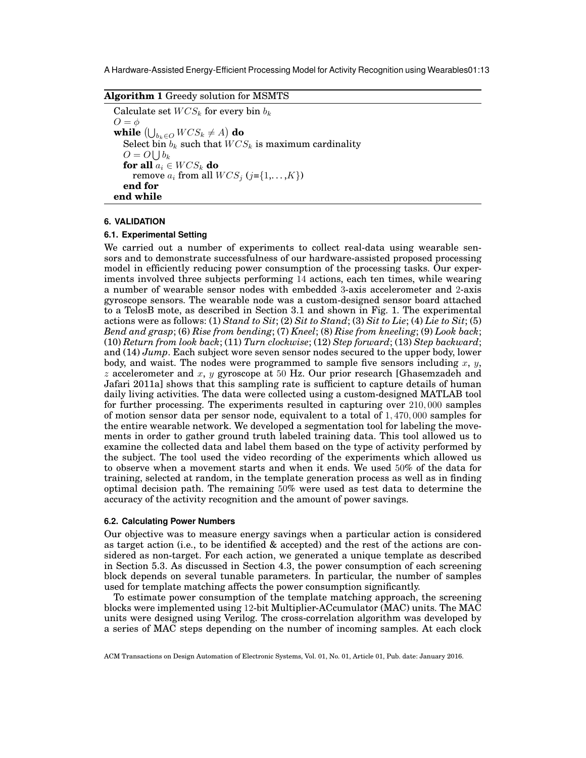**Algorithm 1** Greedy solution for MSMTS

```
Calculate set WCS_k for every bin b_k
O = φ
while (⋃_{b_k ∈ O} WCS_k ≠ A) do
    Select bin b_k such that WCS_k is maximum cardinality
    O = O ⋃ b_k
    for all a_i ∈ WCS_k do
        remove a_i from all WCS_j (j={1,...,K})
    end for
end while
```

## 6. VALIDATION

### 6.1. Experimental Setting

We carried out a number of experiments to collect real-data using wearable sensors and to demonstrate successfulness of our hardware-assisted proposed processing model in efficiently reducing power consumption of the processing tasks. Our experiments involved three subjects performing $14$ actions, each ten times, while wearing a number of wearable sensor nodes with embedded $3$-axis accelerometer and $2$-axis gyroscope sensors. The wearable node was a custom-designed sensor board attached to a TelosB mote, as described in Section 3.1 and shown in Fig. 1. The experimental actions were as follows: (1) *Stand to Sit*; (2) *Sit to Stand*; (3) *Sit to Lie*; (4) *Lie to Sit*; (5) *Bend and grasp*; (6) *Rise from bending*; (7) *Kneel*; (8) *Rise from kneeling*; (9) *Look back*; (10) *Return from look back*; (11) *Turn clockwise*; (12) *Step forward*; (13) *Step backward*; and (14) *Jump*. Each subject wore seven sensor nodes secured to the upper body, lower body, and waist. The nodes were programmed to sample five sensors including $x$, $y$, $z$ accelerometer and $x$, $y$ gyroscope at $50$ Hz. Our prior research [Ghasemzadeh and Jafari 2011a] shows that this sampling rate is sufficient to capture details of human daily living activities. The data were collected using a custom-designed MATLAB tool for further processing. The experiments resulted in capturing over $210,000$ samples of motion sensor data per sensor node, equivalent to a total of $1,470,000$ samples for the entire wearable network. We developed a segmentation tool for labeling the movements in order to gather ground truth labeled training data. This tool allowed us to examine the collected data and label them based on the type of activity performed by the subject. The tool used the video recording of the experiments which allowed us to observe when a movement starts and when it ends. We used $50\%$ of the data for training, selected at random, in the template generation process as well as in finding optimal decision path. The remaining $50\%$ were used as test data to determine the accuracy of the activity recognition and the amount of power savings.

### 6.2. Calculating Power Numbers

Our objective was to measure energy savings when a particular action is considered as target action (i.e., to be identified & accepted) and the rest of the actions are considered as non-target. For each action, we generated a unique template as described in Section 5.3. As discussed in Section 4.3, the power consumption of each screening block depends on several tunable parameters. In particular, the number of samples used for template matching affects the power consumption significantly.

To estimate power consumption of the template matching approach, the screening blocks were implemented using $12$-bit Multiplier-ACcumulator (MAC) units. The MAC units were designed using Verilog. The cross-correlation algorithm was developed by a series of MAC steps depending on the number of incoming samples. At each clock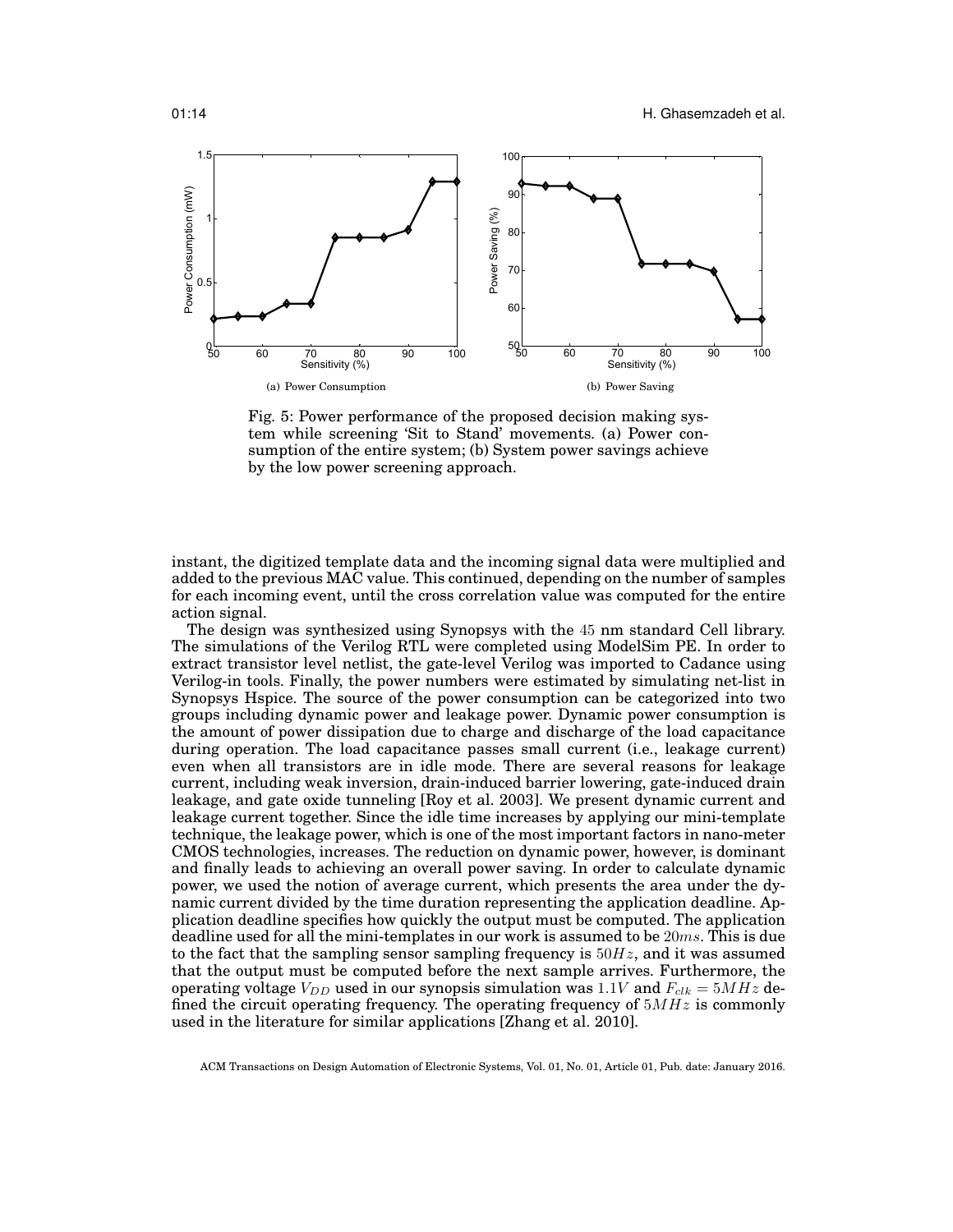(a) Power Consumption

(b) Power Saving

Fig. 5: Power performance of the proposed decision making system while screening 'Sit to Stand' movements. (a) Power consumption of the entire system; (b) System power savings achieve by the low power screening approach.

instant, the digitized template data and the incoming signal data were multiplied and added to the previous MAC value. This continued, depending on the number of samples for each incoming event, until the cross correlation value was computed for the entire action signal.

The design was synthesized using Synopsys with the 45 nm standard Cell library. The simulations of the Verilog RTL were completed using ModelSim PE. In order to extract transistor level netlist, the gate-level Verilog was imported to Cadance using Verilog-in tools. Finally, the power numbers were estimated by simulating net-list in Synopsys Hspice. The source of the power consumption can be categorized into two groups including dynamic power and leakage power. Dynamic power consumption is the amount of power dissipation due to charge and discharge of the load capacitance during operation. The load capacitance passes small current (i.e., leakage current) even when all transistors are in idle mode. There are several reasons for leakage current, including weak inversion, drain-induced barrier lowering, gate-induced drain leakage, and gate oxide tunneling [Roy et al. 2003]. We present dynamic current and leakage current together. Since the idle time increases by applying our mini-template technique, the leakage power, which is one of the most important factors in nano-meter CMOS technologies, increases. The reduction on dynamic power, however, is dominant and finally leads to achieving an overall power saving. In order to calculate dynamic power, we used the notion of average current, which presents the area under the dynamic current divided by the time duration representing the application deadline. Application deadline specifies how quickly the output must be computed. The application deadline used for all the mini-templates in our work is assumed to be $20ms$. This is due to the fact that the sampling sensor sampling frequency is $50Hz$, and it was assumed that the output must be computed before the next sample arrives. Furthermore, the operating voltage $V_{DD}$ used in our synopsis simulation was $1.1V$ and $F_{clk} = 5MHz$ defined the circuit operating frequency. The operating frequency of $5MHz$ is commonly used in the literature for similar applications [Zhang et al. 2010].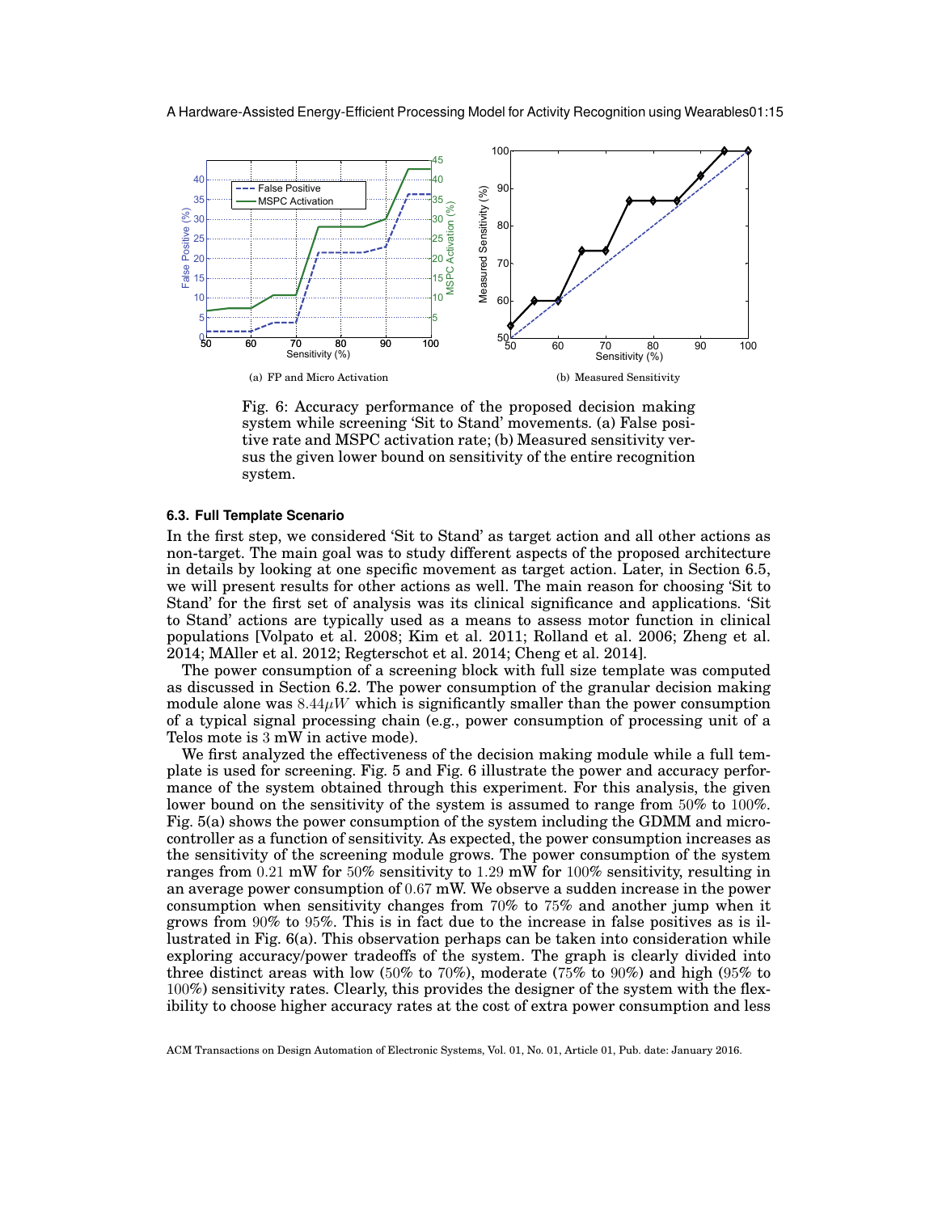(a) FP and Micro Activation

(b) Measured Sensitivity

Fig. 6: Accuracy performance of the proposed decision making system while screening 'Sit to Stand' movements. (a) False positive rate and MSPC activation rate; (b) Measured sensitivity versus the given lower bound on sensitivity of the entire recognition system.

### 6.3. Full Template Scenario

In the first step, we considered 'Sit to Stand' as target action and all other actions as non-target. The main goal was to study different aspects of the proposed architecture in details by looking at one specific movement as target action. Later, in Section 6.5, we will present results for other actions as well. The main reason for choosing 'Sit to Stand' for the first set of analysis was its clinical significance and applications. 'Sit to Stand' actions are typically used as a means to assess motor function in clinical populations [Volpato et al. 2008; Kim et al. 2011; Rolland et al. 2006; Zheng et al. 2014; MAller et al. 2012; Regterschot et al. 2014; Cheng et al. 2014].

The power consumption of a screening block with full size template was computed as discussed in Section 6.2. The power consumption of the granular decision making module alone was $8.44\mu W$ which is significantly smaller than the power consumption of a typical signal processing chain (e.g., power consumption of processing unit of a Telos mote is $3$ mW in active mode).

We first analyzed the effectiveness of the decision making module while a full template is used for screening. Fig. 5 and Fig. 6 illustrate the power and accuracy performance of the system obtained through this experiment. For this analysis, the given lower bound on the sensitivity of the system is assumed to range from $50\%$ to $100\%$. Fig. 5(a) shows the power consumption of the system including the GDMM and microcontroller as a function of sensitivity. As expected, the power consumption increases as the sensitivity of the screening module grows. The power consumption of the system ranges from $0.21$ mW for $50\%$ sensitivity to $1.29$ mW for $100\%$ sensitivity, resulting in an average power consumption of $0.67$ mW. We observe a sudden increase in the power consumption when sensitivity changes from $70\%$ to $75\%$ and another jump when it grows from $90\%$ to $95\%$. This is in fact due to the increase in false positives as is illustrated in Fig. 6(a). This observation perhaps can be taken into consideration while exploring accuracy/power tradeoffs of the system. The graph is clearly divided into three distinct areas with low ($50\%$ to $70\%$), moderate ($75\%$ to $90\%$) and high ($95\%$ to $100\%$) sensitivity rates. Clearly, this provides the designer of the system with the flexibility to choose higher accuracy rates at the cost of extra power consumption and less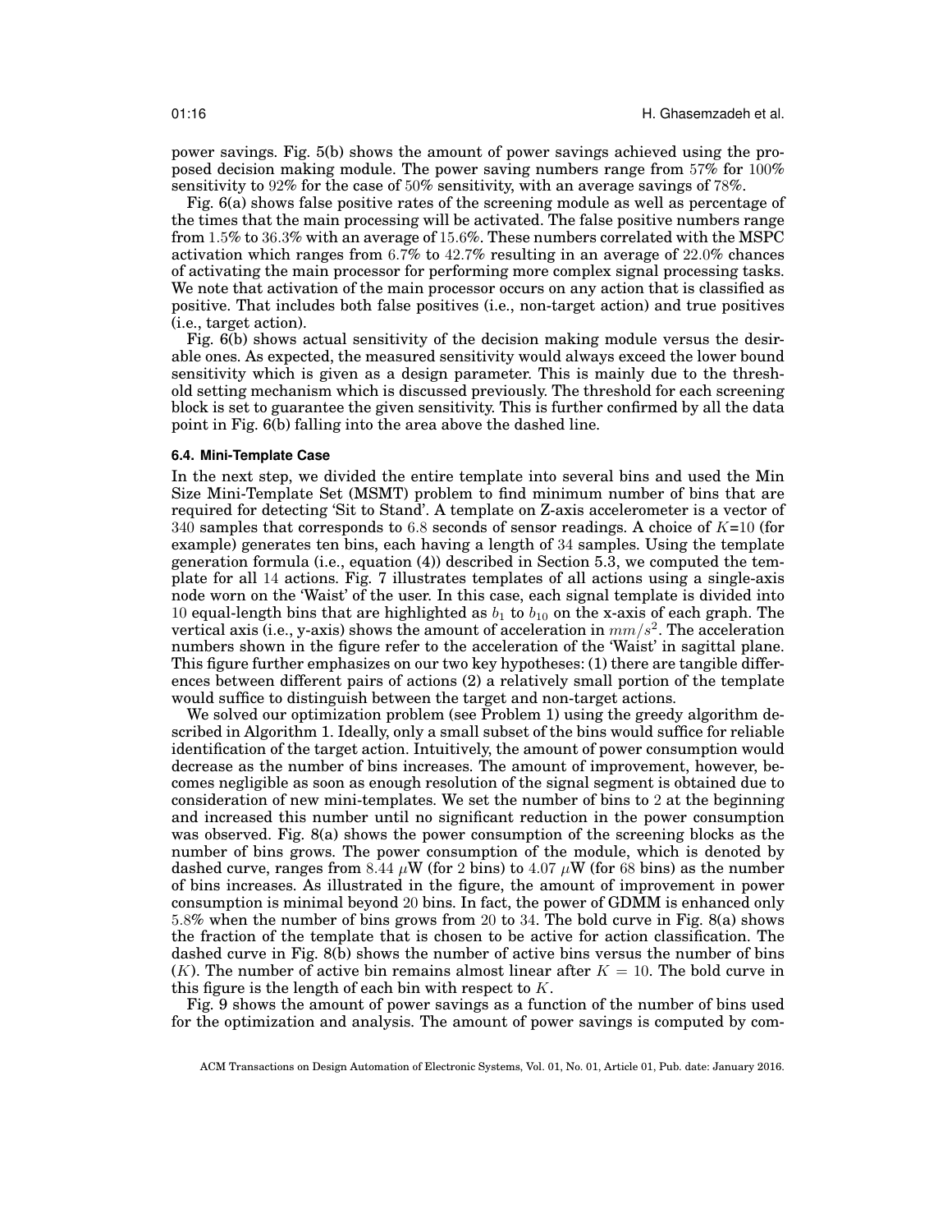power savings. Fig. 5(b) shows the amount of power savings achieved using the proposed decision making module. The power saving numbers range from 57% for 100% sensitivity to 92% for the case of 50% sensitivity, with an average savings of 78%.

Fig. 6(a) shows false positive rates of the screening module as well as percentage of the times that the main processing will be activated. The false positive numbers range from 1.5% to 36.3% with an average of 15.6%. These numbers correlated with the MSPC activation which ranges from 6.7% to 42.7% resulting in an average of 22.0% chances of activating the main processor for performing more complex signal processing tasks. We note that activation of the main processor occurs on any action that is classified as positive. That includes both false positives (i.e., non-target action) and true positives (i.e., target action).

Fig. 6(b) shows actual sensitivity of the decision making module versus the desirable ones. As expected, the measured sensitivity would always exceed the lower bound sensitivity which is given as a design parameter. This is mainly due to the threshold setting mechanism which is discussed previously. The threshold for each screening block is set to guarantee the given sensitivity. This is further confirmed by all the data point in Fig. 6(b) falling into the area above the dashed line.

### 6.4. Mini-Template Case

In the next step, we divided the entire template into several bins and used the Min Size Mini-Template Set (MSMT) problem to find minimum number of bins that are required for detecting 'Sit to Stand'. A template on Z-axis accelerometer is a vector of 340 samples that corresponds to 6.8 seconds of sensor readings. A choice of $K$=10 (for example) generates ten bins, each having a length of 34 samples. Using the template generation formula (i.e., equation (4)) described in Section 5.3, we computed the template for all 14 actions. Fig. 7 illustrates templates of all actions using a single-axis node worn on the 'Waist' of the user. In this case, each signal template is divided into 10 equal-length bins that are highlighted as $b_1$ to $b_{10}$ on the x-axis of each graph. The vertical axis (i.e., y-axis) shows the amount of acceleration in $mm/s^2$. The acceleration numbers shown in the figure refer to the acceleration of the 'Waist' in sagittal plane. This figure further emphasizes on our two key hypotheses: (1) there are tangible differences between different pairs of actions (2) a relatively small portion of the template would suffice to distinguish between the target and non-target actions.

We solved our optimization problem (see Problem 1) using the greedy algorithm described in Algorithm 1. Ideally, only a small subset of the bins would suffice for reliable identification of the target action. Intuitively, the amount of power consumption would decrease as the number of bins increases. The amount of improvement, however, becomes negligible as soon as enough resolution of the signal segment is obtained due to consideration of new mini-templates. We set the number of bins to 2 at the beginning and increased this number until no significant reduction in the power consumption was observed. Fig. 8(a) shows the power consumption of the screening blocks as the number of bins grows. The power consumption of the module, which is denoted by dashed curve, ranges from 8.44 $\mu$W (for 2 bins) to 4.07 $\mu$W (for 68 bins) as the number of bins increases. As illustrated in the figure, the amount of improvement in power consumption is minimal beyond 20 bins. In fact, the power of GDMM is enhanced only 5.8% when the number of bins grows from 20 to 34. The bold curve in Fig. 8(a) shows the fraction of the template that is chosen to be active for action classification. The dashed curve in Fig. 8(b) shows the number of active bins versus the number of bins ($K$). The number of active bin remains almost linear after $K = 10$. The bold curve in this figure is the length of each bin with respect to $K$.

Fig. 9 shows the amount of power savings as a function of the number of bins used for the optimization and analysis. The amount of power savings is computed by com-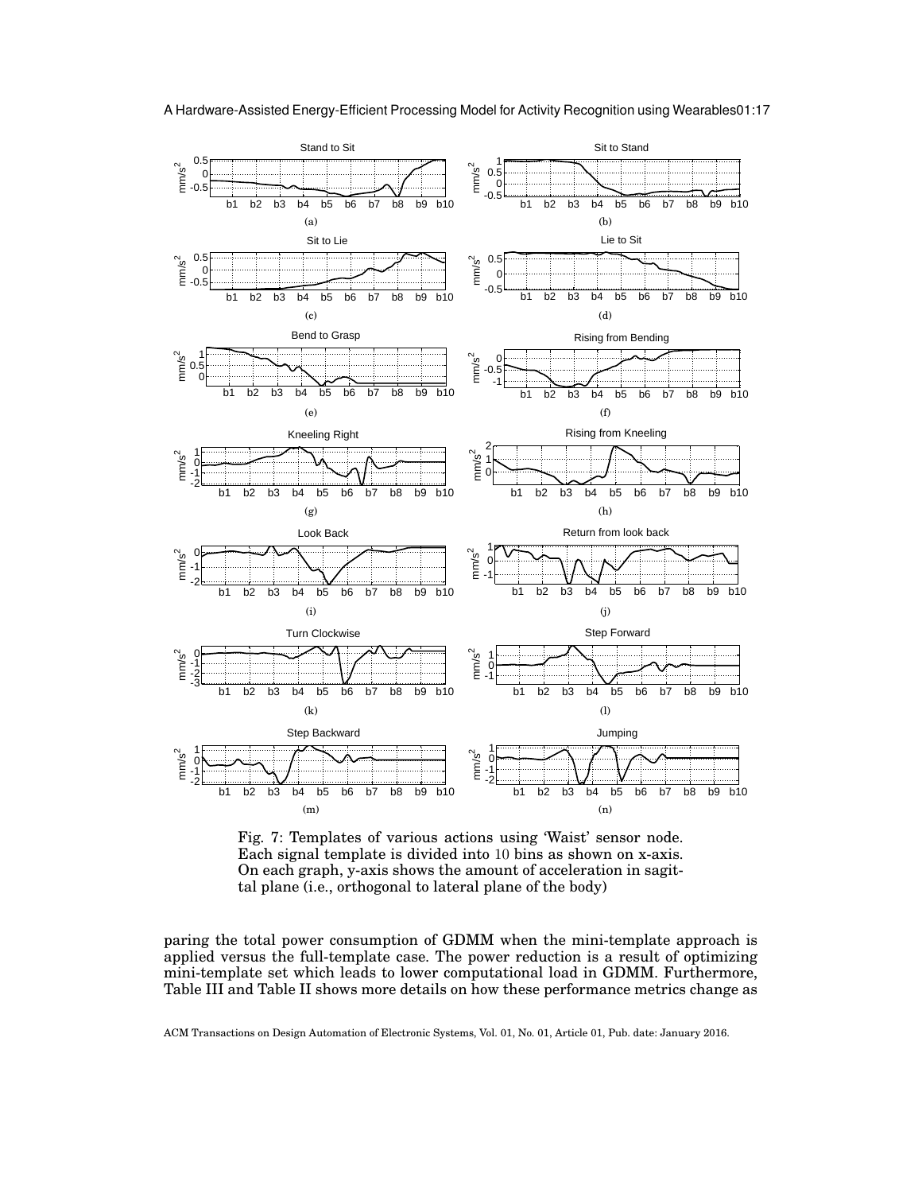Fig. 7: Templates of various actions using 'Waist' sensor node. Each signal template is divided into 10 bins as shown on x-axis. On each graph, y-axis shows the amount of acceleration in sagittal plane (i.e., orthogonal to lateral plane of the body)

paring the total power consumption of GDMM when the mini-template approach is applied versus the full-template case. The power reduction is a result of optimizing mini-template set which leads to lower computational load in GDMM. Furthermore, Table III and Table II shows more details on how these performance metrics change as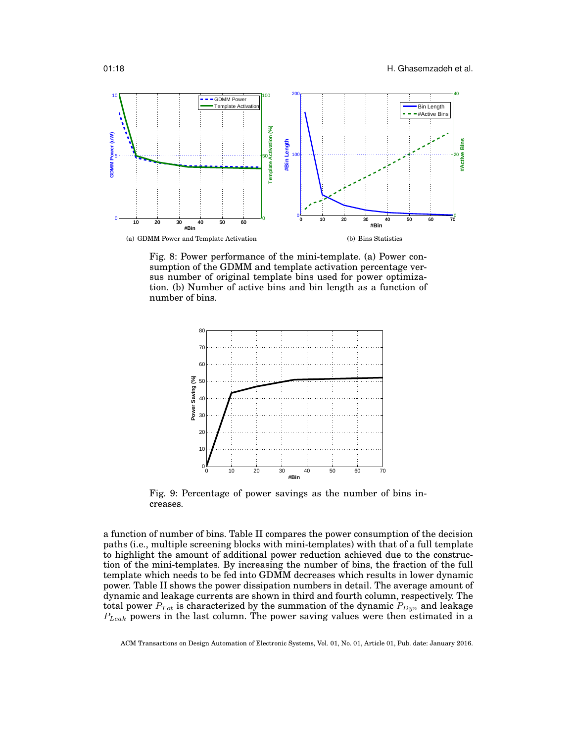Fig. 8: Power performance of the mini-template. (a) Power consumption of the GDMM and template activation percentage versus number of original template bins used for power optimization. (b) Number of active bins and bin length as a function of number of bins.

Fig. 9: Percentage of power savings as the number of bins increases.

a function of number of bins. Table II compares the power consumption of the decision paths (i.e., multiple screening blocks with mini-templates) with that of a full template to highlight the amount of additional power reduction achieved due to the construction of the mini-templates. By increasing the number of bins, the fraction of the full template which needs to be fed into GDMM decreases which results in lower dynamic power. Table II shows the power dissipation numbers in detail. The average amount of dynamic and leakage currents are shown in third and fourth column, respectively. The total power $P_{Tot}$ is characterized by the summation of the dynamic $P_{Dyn}$ and leakage $P_{Leak}$ powers in the last column. The power saving values were then estimated in a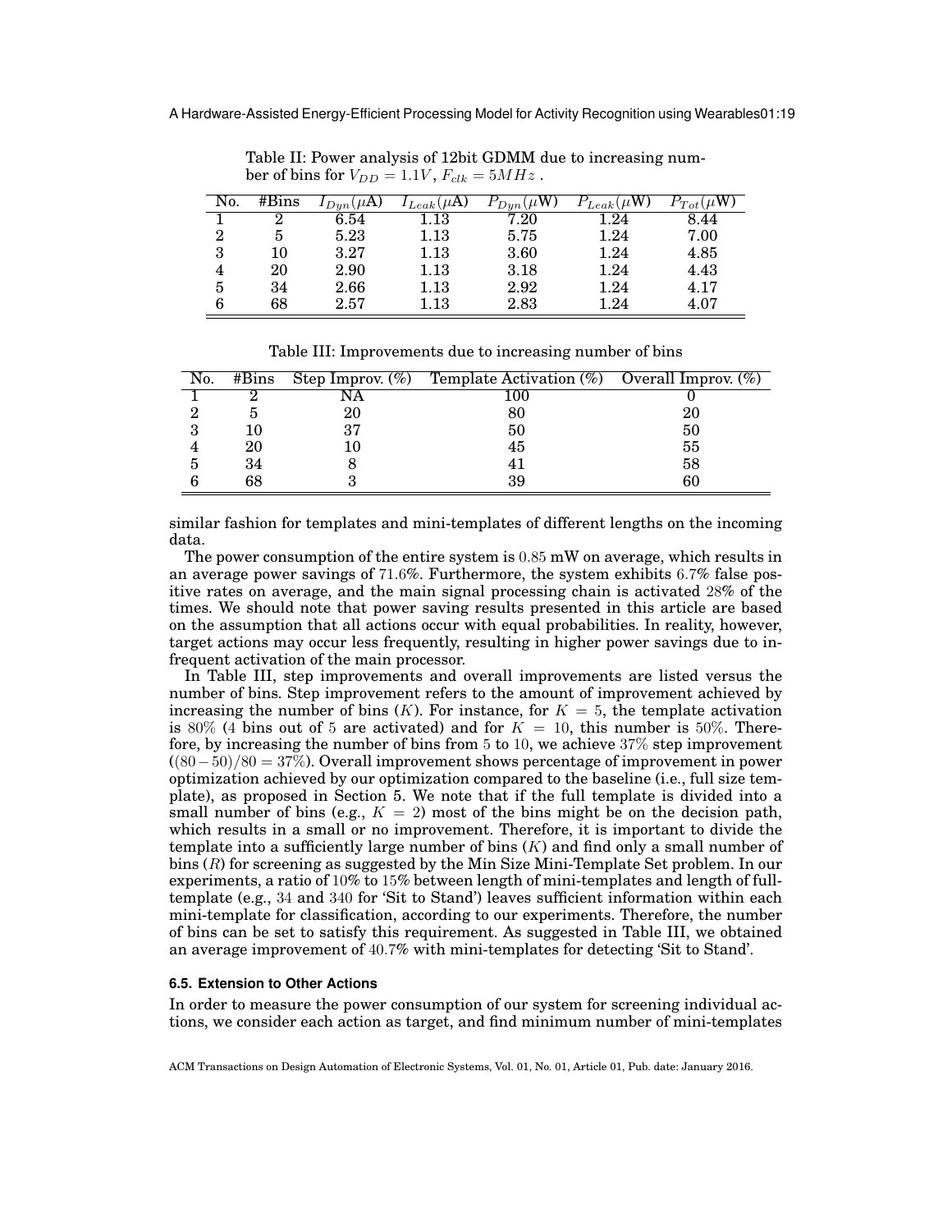Table II: Power analysis of 12bit GDMM due to increasing number of bins for $V_{DD} = 1.1V$, $F_{clk} = 5MHz$ .

| No. | #Bins | $I_{Dyn}(\mu$A) | $I_{Leak}(\mu$A) | $P_{Dyn}(\mu$W) | $P_{Leak}(\mu$W) | $P_{Tot}(\mu$W) |
|---|---|---|---|---|---|---|
| 1 | 2 | 6.54 | 1.13 | 7.20 | 1.24 | 8.44 |
| 2 | 5 | 5.23 | 1.13 | 5.75 | 1.24 | 7.00 |
| 3 | 10 | 3.27 | 1.13 | 3.60 | 1.24 | 4.85 |
| 4 | 20 | 2.90 | 1.13 | 3.18 | 1.24 | 4.43 |
| 5 | 34 | 2.66 | 1.13 | 2.92 | 1.24 | 4.17 |
| 6 | 68 | 2.57 | 1.13 | 2.83 | 1.24 | 4.07 |

Table III: Improvements due to increasing number of bins

| No. | #Bins | Step Improv. (%) | Template Activation (%) | Overall Improv. (%) |
|---|---|---|---|---|
| 1 | 2 | NA | 100 | 0 |
| 2 | 5 | 20 | 80 | 20 |
| 3 | 10 | 37 | 50 | 50 |
| 4 | 20 | 10 | 45 | 55 |
| 5 | 34 | 8 | 41 | 58 |
| 6 | 68 | 3 | 39 | 60 |

similar fashion for templates and mini-templates of different lengths on the incoming data.

The power consumption of the entire system is $0.85$ mW on average, which results in an average power savings of $71.6\%$. Furthermore, the system exhibits $6.7\%$ false positive rates on average, and the main signal processing chain is activated $28\%$ of the times. We should note that power saving results presented in this article are based on the assumption that all actions occur with equal probabilities. In reality, however, target actions may occur less frequently, resulting in higher power savings due to infrequent activation of the main processor.

In Table III, step improvements and overall improvements are listed versus the number of bins. Step improvement refers to the amount of improvement achieved by increasing the number of bins ($K$). For instance, for $K = 5$, the template activation is $80\%$ (4 bins out of 5 are activated) and for $K = 10$, this number is $50\%$. Therefore, by increasing the number of bins from 5 to 10, we achieve $37\%$ step improvement ($(80-50)/80 = 37\%$). Overall improvement shows percentage of improvement in power optimization achieved by our optimization compared to the baseline (i.e., full size template), as proposed in Section 5. We note that if the full template is divided into a small number of bins (e.g., $K = 2$) most of the bins might be on the decision path, which results in a small or no improvement. Therefore, it is important to divide the template into a sufficiently large number of bins ($K$) and find only a small number of bins ($R$) for screening as suggested by the Min Size Mini-Template Set problem. In our experiments, a ratio of $10\%$ to $15\%$ between length of mini-templates and length of full-template (e.g., 34 and 340 for 'Sit to Stand') leaves sufficient information within each mini-template for classification, according to our experiments. Therefore, the number of bins can be set to satisfy this requirement. As suggested in Table III, we obtained an average improvement of $40.7\%$ with mini-templates for detecting 'Sit to Stand'.

### 6.5. Extension to Other Actions

In order to measure the power consumption of our system for screening individual actions, we consider each action as target, and find minimum number of mini-templates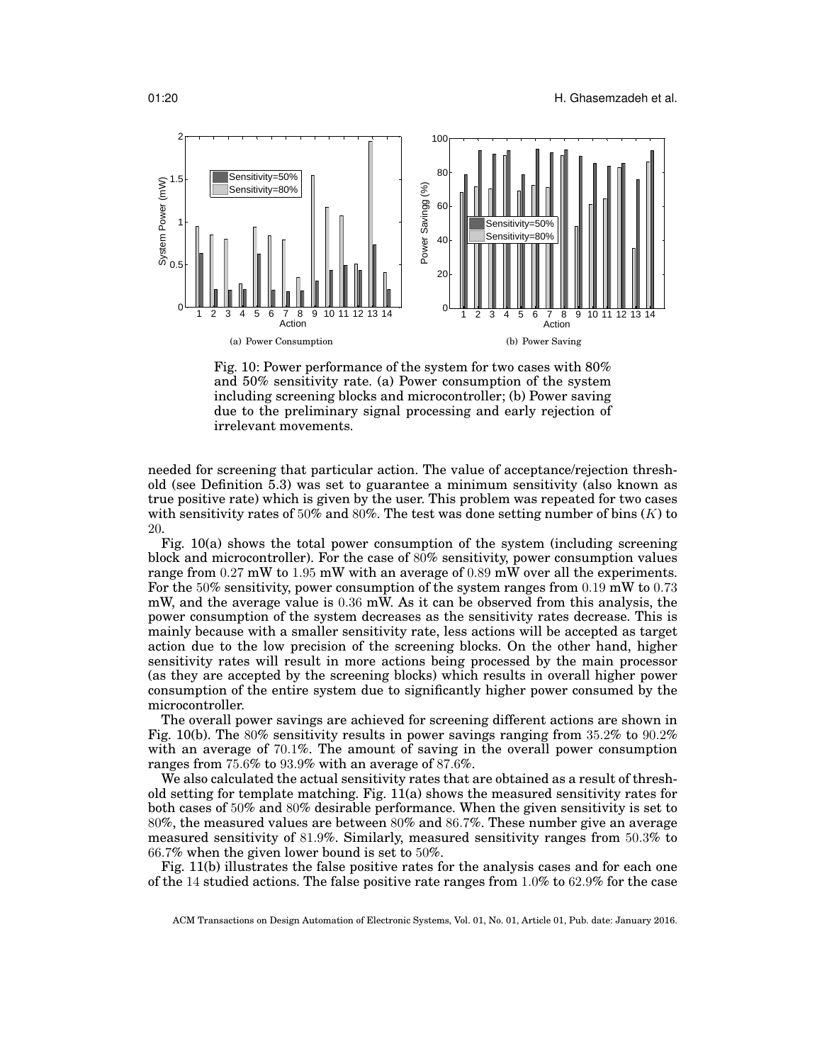(a) Power Consumption

(b) Power Saving

Fig. 10: Power performance of the system for two cases with 80% and 50% sensitivity rate. (a) Power consumption of the system including screening blocks and microcontroller; (b) Power saving due to the preliminary signal processing and early rejection of irrelevant movements.

needed for screening that particular action. The value of acceptance/rejection threshold (see Definition 5.3) was set to guarantee a minimum sensitivity (also known as true positive rate) which is given by the user. This problem was repeated for two cases with sensitivity rates of $50\%$ and $80\%$. The test was done setting number of bins ($K$) to $20$.

Fig. 10(a) shows the total power consumption of the system (including screening block and microcontroller). For the case of $80\%$ sensitivity, power consumption values range from $0.27$ mW to $1.95$ mW with an average of $0.89$ mW over all the experiments. For the $50\%$ sensitivity, power consumption of the system ranges from $0.19$ mW to $0.73$ mW, and the average value is $0.36$ mW. As it can be observed from this analysis, the power consumption of the system decreases as the sensitivity rates decrease. This is mainly because with a smaller sensitivity rate, less actions will be accepted as target action due to the low precision of the screening blocks. On the other hand, higher sensitivity rates will result in more actions being processed by the main processor (as they are accepted by the screening blocks) which results in overall higher power consumption of the entire system due to significantly higher power consumed by the microcontroller.

The overall power savings are achieved for screening different actions are shown in Fig. 10(b). The $80\%$ sensitivity results in power savings ranging from $35.2\%$ to $90.2\%$ with an average of $70.1\%$. The amount of saving in the overall power consumption ranges from $75.6\%$ to $93.9\%$ with an average of $87.6\%$.

We also calculated the actual sensitivity rates that are obtained as a result of threshold setting for template matching. Fig. 11(a) shows the measured sensitivity rates for both cases of $50\%$ and $80\%$ desirable performance. When the given sensitivity is set to $80\%$, the measured values are between $80\%$ and $86.7\%$. These number give an average measured sensitivity of $81.9\%$. Similarly, measured sensitivity ranges from $50.3\%$ to $66.7\%$ when the given lower bound is set to $50\%$.

Fig. 11(b) illustrates the false positive rates for the analysis cases and for each one of the $14$ studied actions. The false positive rate ranges from $1.0\%$ to $62.9\%$ for the case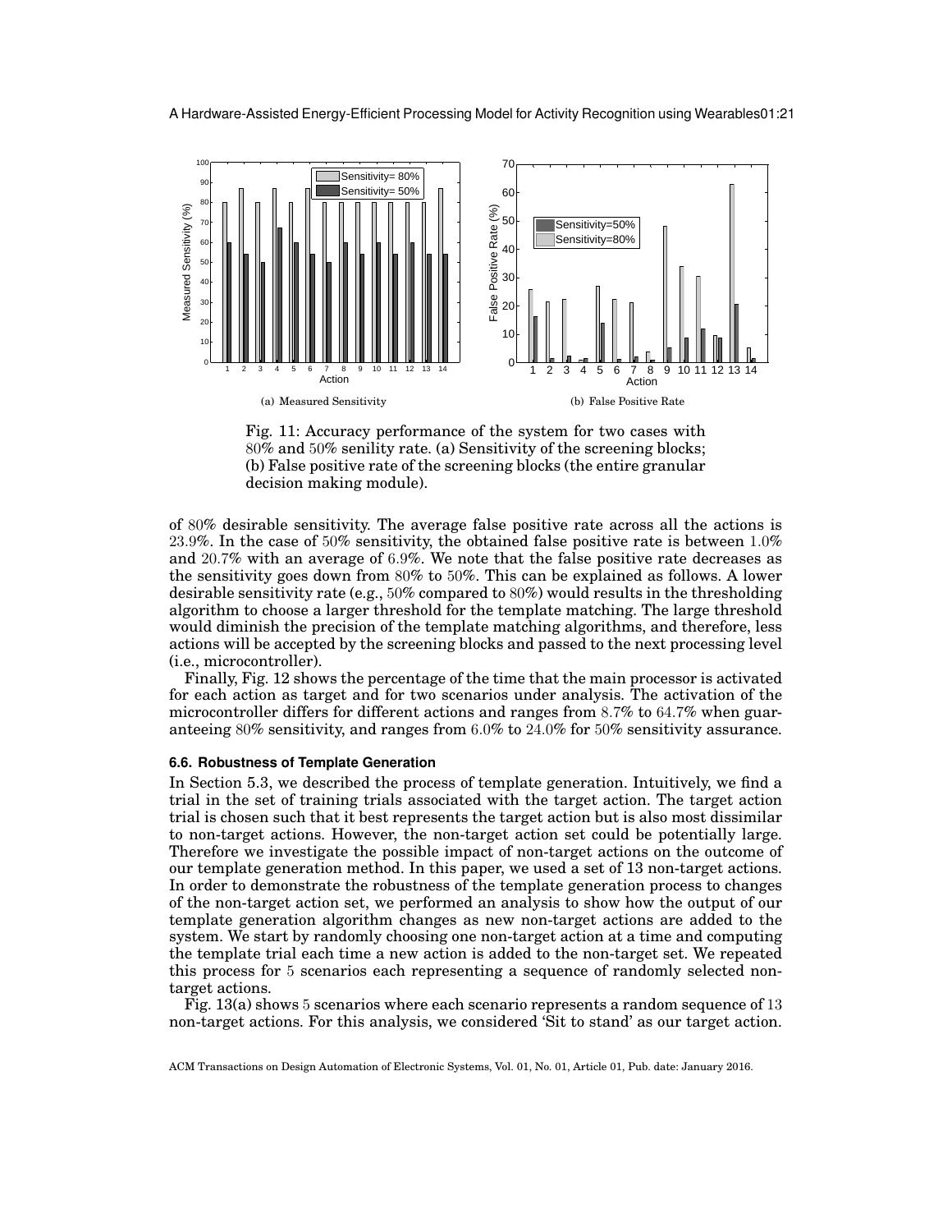(a) Measured Sensitivity

(b) False Positive Rate

Fig. 11: Accuracy performance of the system for two cases with 80% and 50% senility rate. (a) Sensitivity of the screening blocks; (b) False positive rate of the screening blocks (the entire granular decision making module).

of 80% desirable sensitivity. The average false positive rate across all the actions is 23.9%. In the case of 50% sensitivity, the obtained false positive rate is between 1.0% and 20.7% with an average of 6.9%. We note that the false positive rate decreases as the sensitivity goes down from 80% to 50%. This can be explained as follows. A lower desirable sensitivity rate (e.g., 50% compared to 80%) would results in the thresholding algorithm to choose a larger threshold for the template matching. The large threshold would diminish the precision of the template matching algorithms, and therefore, less actions will be accepted by the screening blocks and passed to the next processing level (i.e., microcontroller).

Finally, Fig. 12 shows the percentage of the time that the main processor is activated for each action as target and for two scenarios under analysis. The activation of the microcontroller differs for different actions and ranges from 8.7% to 64.7% when guaranteeing 80% sensitivity, and ranges from 6.0% to 24.0% for 50% sensitivity assurance.

### 6.6. Robustness of Template Generation

In Section 5.3, we described the process of template generation. Intuitively, we find a trial in the set of training trials associated with the target action. The target action trial is chosen such that it best represents the target action but is also most dissimilar to non-target actions. However, the non-target action set could be potentially large. Therefore we investigate the possible impact of non-target actions on the outcome of our template generation method. In this paper, we used a set of 13 non-target actions. In order to demonstrate the robustness of the template generation process to changes of the non-target action set, we performed an analysis to show how the output of our template generation algorithm changes as new non-target actions are added to the system. We start by randomly choosing one non-target action at a time and computing the template trial each time a new action is added to the non-target set. We repeated this process for 5 scenarios each representing a sequence of randomly selected non-target actions.

Fig. 13(a) shows 5 scenarios where each scenario represents a random sequence of 13 non-target actions. For this analysis, we considered 'Sit to stand' as our target action.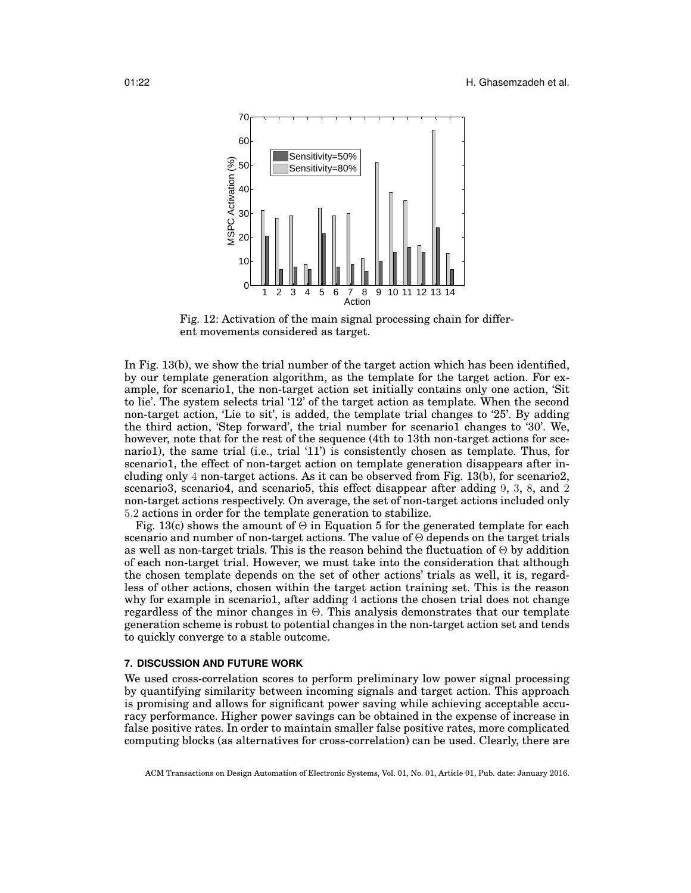Fig. 12: Activation of the main signal processing chain for different movements considered as target.

In Fig. 13(b), we show the trial number of the target action which has been identified, by our template generation algorithm, as the template for the target action. For example, for scenario1, the non-target action set initially contains only one action, 'Sit to lie'. The system selects trial '12' of the target action as template. When the second non-target action, 'Lie to sit', is added, the template trial changes to '25'. By adding the third action, 'Step forward', the trial number for scenario1 changes to '30'. We, however, note that for the rest of the sequence (4th to 13th non-target actions for scenario1), the same trial (i.e., trial '11') is consistently chosen as template. Thus, for scenario1, the effect of non-target action on template generation disappears after including only 4 non-target actions. As it can be observed from Fig. 13(b), for scenario2, scenario3, scenario4, and scenario5, this effect disappear after adding 9, 3, 8, and 2 non-target actions respectively. On average, the set of non-target actions included only 5.2 actions in order for the template generation to stabilize.

Fig. 13(c) shows the amount of $\Theta$ in Equation 5 for the generated template for each scenario and number of non-target actions. The value of $\Theta$ depends on the target trials as well as non-target trials. This is the reason behind the fluctuation of $\Theta$ by addition of each non-target trial. However, we must take into the consideration that although the chosen template depends on the set of other actions' trials as well, it is, regardless of other actions, chosen within the target action training set. This is the reason why for example in scenario1, after adding 4 actions the chosen trial does not change regardless of the minor changes in $\Theta$. This analysis demonstrates that our template generation scheme is robust to potential changes in the non-target action set and tends to quickly converge to a stable outcome.

## 7. DISCUSSION AND FUTURE WORK

We used cross-correlation scores to perform preliminary low power signal processing by quantifying similarity between incoming signals and target action. This approach is promising and allows for significant power saving while achieving acceptable accuracy performance. Higher power savings can be obtained in the expense of increase in false positive rates. In order to maintain smaller false positive rates, more complicated computing blocks (as alternatives for cross-correlation) can be used. Clearly, there are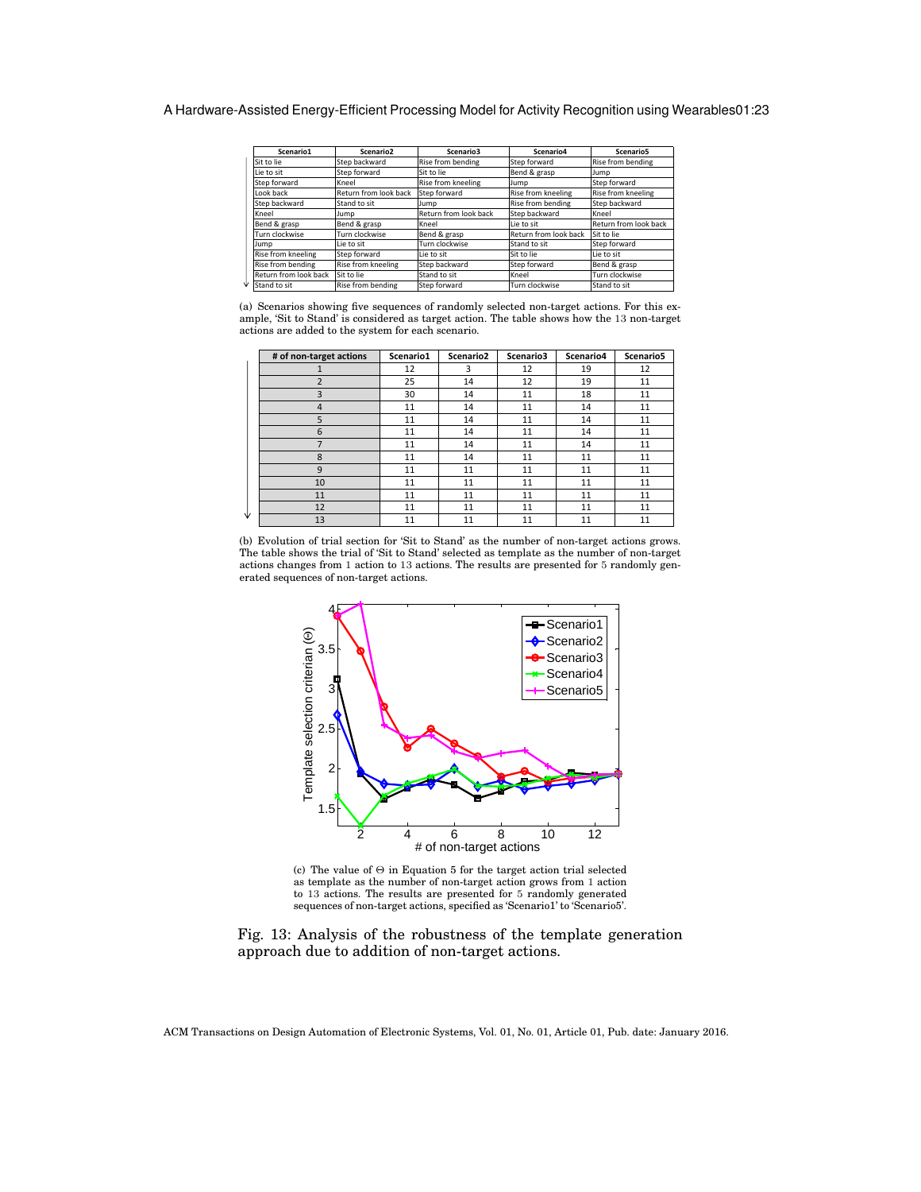| Scenario1 | Scenario2 | Scenario3 | Scenario4 | Scenario5 |
|---|---|---|---|---|
| Sit to lie | Step backward | Rise from bending | Step forward | Rise from bending |
| Lie to sit | Step forward | Sit to lie | Bend & grasp | Jump |
| Step forward | Kneel | Rise from kneeling | Jump | Step forward |
| Look back | Return from look back | Step forward | Rise from kneeling | Rise from kneeling |
| Step backward | Stand to sit | Jump | Rise from bending | Step backward |
| Kneel | Jump | Return from look back | Step backward | Kneel |
| Bend & grasp | Bend & grasp | Kneel | Lie to sit | Return from look back |
| Turn clockwise | Turn clockwise | Bend & grasp | Return from look back | Sit to lie |
| Jump | Lie to sit | Turn clockwise | Stand to sit | Step forward |
| Rise from kneeling | Step forward | Lie to sit | Sit to lie | Lie to sit |
| Rise from bending | Rise from kneeling | Step backward | Step forward | Bend & grasp |
| Return from look back | Sit to lie | Stand to sit | Kneel | Turn clockwise |
| Stand to sit | Rise from bending | Step forward | Turn clockwise | Stand to sit |

(a) Scenarios showing five sequences of randomly selected non-target actions. For this example, 'Sit to Stand' is considered as target action. The table shows how the 13 non-target actions are added to the system for each scenario.

| # of non-target actions | Scenario1 | Scenario2 | Scenario3 | Scenario4 | Scenario5 |
|---|---|---|---|---|---|
| 1 | 12 | 3 | 12 | 19 | 12 |
| 2 | 25 | 14 | 12 | 19 | 11 |
| 3 | 30 | 14 | 11 | 18 | 11 |
| 4 | 11 | 14 | 11 | 14 | 11 |
| 5 | 11 | 14 | 11 | 14 | 11 |
| 6 | 11 | 14 | 11 | 14 | 11 |
| 7 | 11 | 14 | 11 | 14 | 11 |
| 8 | 11 | 14 | 11 | 11 | 11 |
| 9 | 11 | 11 | 11 | 11 | 11 |
| 10 | 11 | 11 | 11 | 11 | 11 |
| 11 | 11 | 11 | 11 | 11 | 11 |
| 12 | 11 | 11 | 11 | 11 | 11 |
| 13 | 11 | 11 | 11 | 11 | 11 |

(b) Evolution of trial section for 'Sit to Stand' as the number of non-target actions grows. The table shows the trial of 'Sit to Stand' selected as template as the number of non-target actions changes from 1 action to 13 actions. The results are presented for 5 randomly generated sequences of non-target actions.

(c) The value of $\Theta$ in Equation 5 for the target action trial selected as template as the number of non-target action grows from 1 action to 13 actions. The results are presented for 5 randomly generated sequences of non-target actions, specified as 'Scenario1' to 'Scenario5'.

Fig. 13: Analysis of the robustness of the template generation approach due to addition of non-target actions.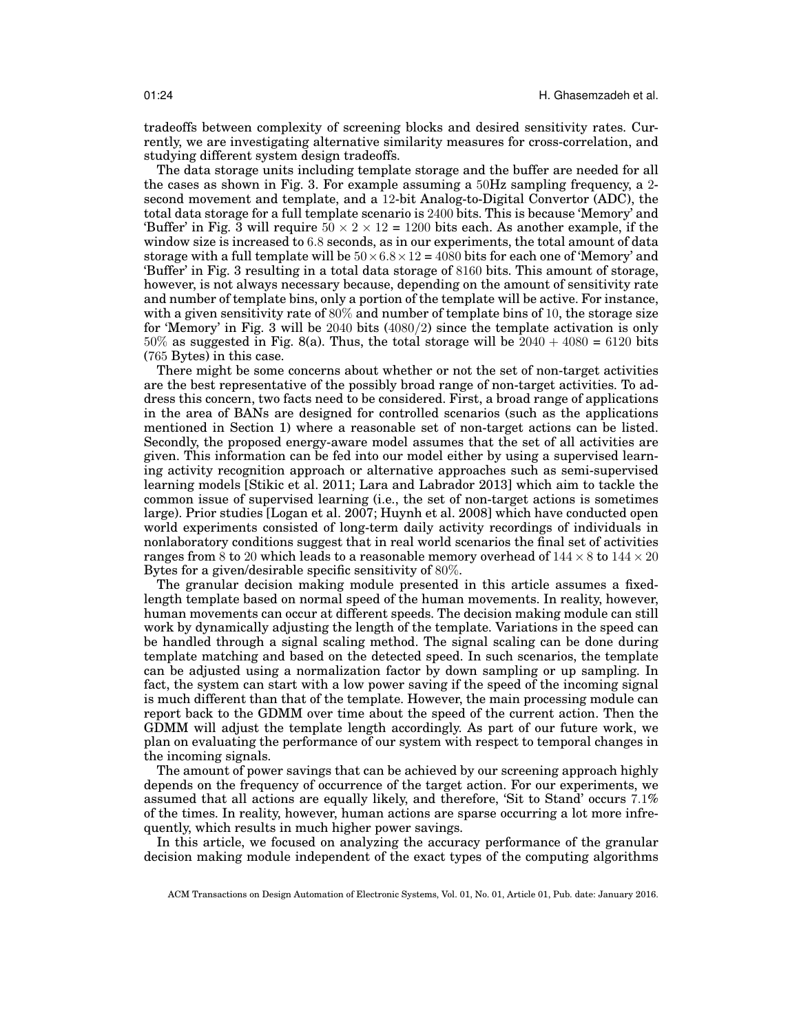tradeoffs between complexity of screening blocks and desired sensitivity rates. Currently, we are investigating alternative similarity measures for cross-correlation, and studying different system design tradeoffs.

The data storage units including template storage and the buffer are needed for all the cases as shown in Fig. 3. For example assuming a $50$Hz sampling frequency, a $2$-second movement and template, and a $12$-bit Analog-to-Digital Convertor (ADC), the total data storage for a full template scenario is $2400$ bits. This is because 'Memory' and 'Buffer' in Fig. 3 will require $50 \times 2 \times 12 = 1200$ bits each. As another example, if the window size is increased to $6.8$ seconds, as in our experiments, the total amount of data storage with a full template will be $50 \times 6.8 \times 12 = 4080$ bits for each one of 'Memory' and 'Buffer' in Fig. 3 resulting in a total data storage of $8160$ bits. This amount of storage, however, is not always necessary because, depending on the amount of sensitivity rate and number of template bins, only a portion of the template will be active. For instance, with a given sensitivity rate of $80\%$ and number of template bins of $10$, the storage size for 'Memory' in Fig. 3 will be $2040$ bits ($4080/2$) since the template activation is only $50\%$ as suggested in Fig. 8(a). Thus, the total storage will be $2040 + 4080 = 6120$ bits ($765$ Bytes) in this case.

There might be some concerns about whether or not the set of non-target activities are the best representative of the possibly broad range of non-target activities. To address this concern, two facts need to be considered. First, a broad range of applications in the area of BANs are designed for controlled scenarios (such as the applications mentioned in Section 1) where a reasonable set of non-target actions can be listed. Secondly, the proposed energy-aware model assumes that the set of all activities are given. This information can be fed into our model either by using a supervised learning activity recognition approach or alternative approaches such as semi-supervised learning models [Stikic et al. 2011; Lara and Labrador 2013] which aim to tackle the common issue of supervised learning (i.e., the set of non-target actions is sometimes large). Prior studies [Logan et al. 2007; Huynh et al. 2008] which have conducted open world experiments consisted of long-term daily activity recordings of individuals in nonlaboratory conditions suggest that in real world scenarios the final set of activities ranges from $8$ to $20$ which leads to a reasonable memory overhead of $144 \times 8$ to $144 \times 20$ Bytes for a given/desirable specific sensitivity of $80\%$.

The granular decision making module presented in this article assumes a fixed-length template based on normal speed of the human movements. In reality, however, human movements can occur at different speeds. The decision making module can still work by dynamically adjusting the length of the template. Variations in the speed can be handled through a signal scaling method. The signal scaling can be done during template matching and based on the detected speed. In such scenarios, the template can be adjusted using a normalization factor by down sampling or up sampling. In fact, the system can start with a low power saving if the speed of the incoming signal is much different than that of the template. However, the main processing module can report back to the GDMM over time about the speed of the current action. Then the GDMM will adjust the template length accordingly. As part of our future work, we plan on evaluating the performance of our system with respect to temporal changes in the incoming signals.

The amount of power savings that can be achieved by our screening approach highly depends on the frequency of occurrence of the target action. For our experiments, we assumed that all actions are equally likely, and therefore, 'Sit to Stand' occurs $7.1\%$ of the times. In reality, however, human actions are sparse occurring a lot more infrequently, which results in much higher power savings.

In this article, we focused on analyzing the accuracy performance of the granular decision making module independent of the exact types of the computing algorithms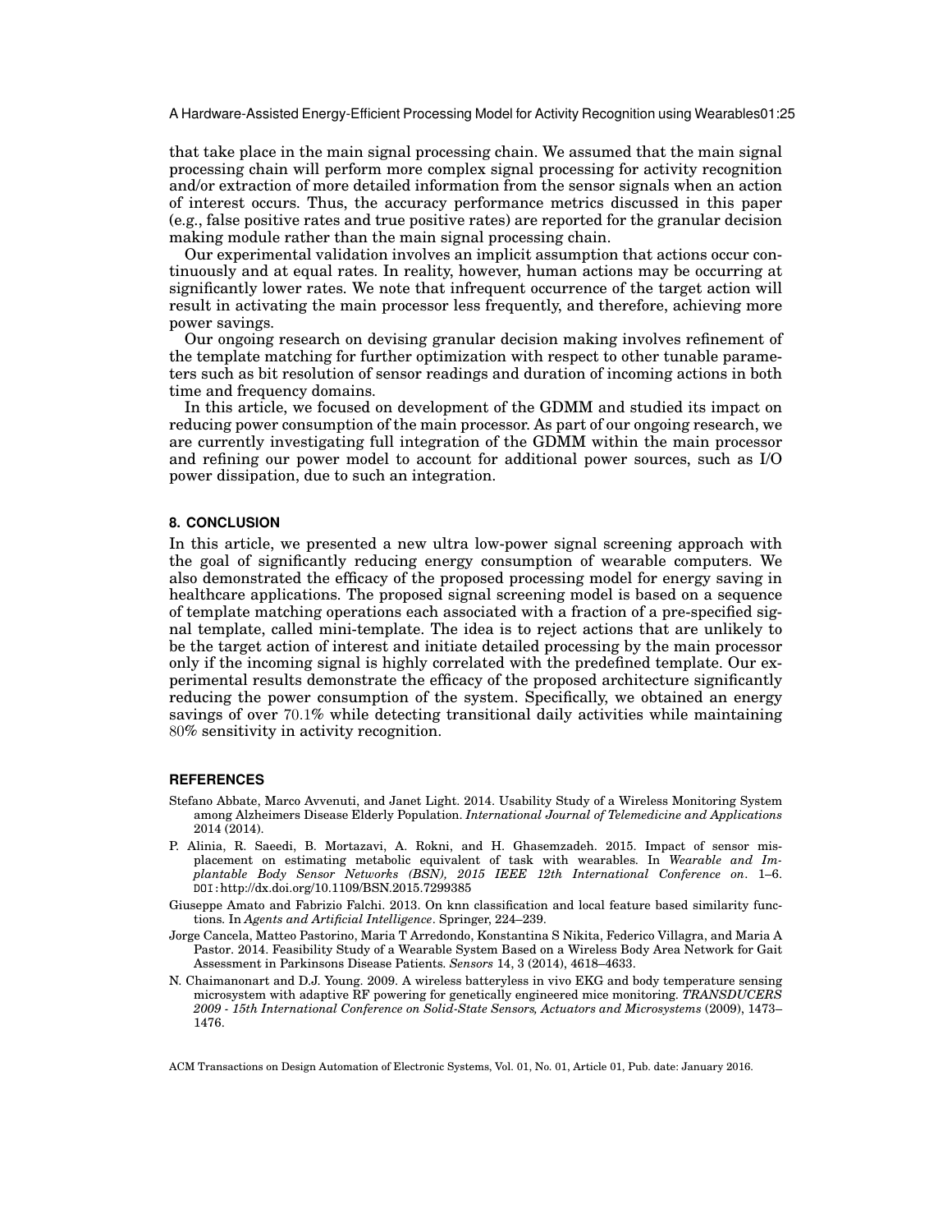that take place in the main signal processing chain. We assumed that the main signal processing chain will perform more complex signal processing for activity recognition and/or extraction of more detailed information from the sensor signals when an action of interest occurs. Thus, the accuracy performance metrics discussed in this paper (e.g., false positive rates and true positive rates) are reported for the granular decision making module rather than the main signal processing chain.

Our experimental validation involves an implicit assumption that actions occur continuously and at equal rates. In reality, however, human actions may be occurring at significantly lower rates. We note that infrequent occurrence of the target action will result in activating the main processor less frequently, and therefore, achieving more power savings.

Our ongoing research on devising granular decision making involves refinement of the template matching for further optimization with respect to other tunable parameters such as bit resolution of sensor readings and duration of incoming actions in both time and frequency domains.

In this article, we focused on development of the GDMM and studied its impact on reducing power consumption of the main processor. As part of our ongoing research, we are currently investigating full integration of the GDMM within the main processor and refining our power model to account for additional power sources, such as I/O power dissipation, due to such an integration.

## 8. CONCLUSION

In this article, we presented a new ultra low-power signal screening approach with the goal of significantly reducing energy consumption of wearable computers. We also demonstrated the efficacy of the proposed processing model for energy saving in healthcare applications. The proposed signal screening model is based on a sequence of template matching operations each associated with a fraction of a pre-specified signal template, called mini-template. The idea is to reject actions that are unlikely to be the target action of interest and initiate detailed processing by the main processor only if the incoming signal is highly correlated with the predefined template. Our experimental results demonstrate the efficacy of the proposed architecture significantly reducing the power consumption of the system. Specifically, we obtained an energy savings of over $70.1\%$ while detecting transitional daily activities while maintaining $80\%$ sensitivity in activity recognition.

## REFERENCES

Stefano Abbate, Marco Avvenuti, and Janet Light. 2014. Usability Study of a Wireless Monitoring System among Alzheimers Disease Elderly Population. *International Journal of Telemedicine and Applications* 2014 (2014).

P. Alinia, R. Saeedi, B. Mortazavi, A. Rokni, and H. Ghasemzadeh. 2015. Impact of sensor misplacement on estimating metabolic equivalent of task with wearables. In *Wearable and Implantable Body Sensor Networks (BSN), 2015 IEEE 12th International Conference on*. 1–6. DOI: http://dx.doi.org/10.1109/BSN.2015.7299385

Giuseppe Amato and Fabrizio Falchi. 2013. On knn classification and local feature based similarity functions. In *Agents and Artificial Intelligence*. Springer, 224–239.

Jorge Cancela, Matteo Pastorino, Maria T Arredondo, Konstantina S Nikita, Federico Villagra, and Maria A Pastor. 2014. Feasibility Study of a Wearable System Based on a Wireless Body Area Network for Gait Assessment in Parkinsons Disease Patients. *Sensors* 14, 3 (2014), 4618–4633.

N. Chaimanonart and D.J. Young. 2009. A wireless batteryless in vivo EKG and body temperature sensing microsystem with adaptive RF powering for genetically engineered mice monitoring. *TRANSDUCERS 2009 - 15th International Conference on Solid-State Sensors, Actuators and Microsystems* (2009), 1473–1476.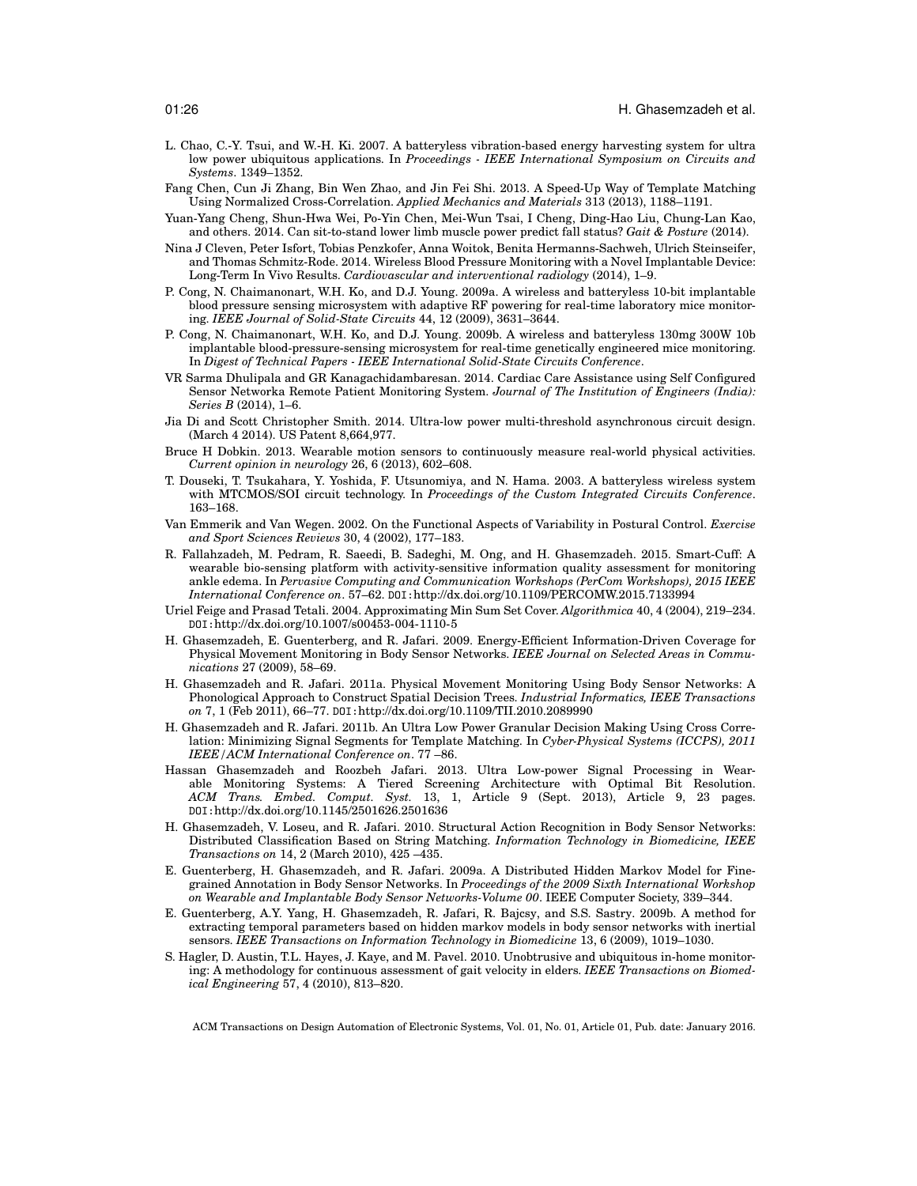L. Chao, C.-Y. Tsui, and W.-H. Ki. 2007. A batteryless vibration-based energy harvesting system for ultra low power ubiquitous applications. In *Proceedings - IEEE International Symposium on Circuits and Systems*. 1349–1352.

Fang Chen, Cun Ji Zhang, Bin Wen Zhao, and Jin Fei Shi. 2013. A Speed-Up Way of Template Matching Using Normalized Cross-Correlation. *Applied Mechanics and Materials* 313 (2013), 1188–1191.

Yuan-Yang Cheng, Shun-Hwa Wei, Po-Yin Chen, Mei-Wun Tsai, I Cheng, Ding-Hao Liu, Chung-Lan Kao, and others. 2014. Can sit-to-stand lower limb muscle power predict fall status? *Gait & Posture* (2014).

Nina J Cleven, Peter Isfort, Tobias Penzkofer, Anna Woitok, Benita Hermanns-Sachweh, Ulrich Steinseifer, and Thomas Schmitz-Rode. 2014. Wireless Blood Pressure Monitoring with a Novel Implantable Device: Long-Term In Vivo Results. *Cardiovascular and interventional radiology* (2014), 1–9.

P. Cong, N. Chaimanonart, W.H. Ko, and D.J. Young. 2009a. A wireless and batteryless 10-bit implantable blood pressure sensing microsystem with adaptive RF powering for real-time laboratory mice monitoring. *IEEE Journal of Solid-State Circuits* 44, 12 (2009), 3631–3644.

P. Cong, N. Chaimanonart, W.H. Ko, and D.J. Young. 2009b. A wireless and batteryless 130mg 300W 10b implantable blood-pressure-sensing microsystem for real-time genetically engineered mice monitoring. In *Digest of Technical Papers - IEEE International Solid-State Circuits Conference*.

VR Sarma Dhulipala and GR Kanagachidambaresan. 2014. Cardiac Care Assistance using Self Configured Sensor Networka Remote Patient Monitoring System. *Journal of The Institution of Engineers (India): Series B* (2014), 1–6.

Jia Di and Scott Christopher Smith. 2014. Ultra-low power multi-threshold asynchronous circuit design. (March 4 2014). US Patent 8,664,977.

Bruce H Dobkin. 2013. Wearable motion sensors to continuously measure real-world physical activities. *Current opinion in neurology* 26, 6 (2013), 602–608.

T. Douseki, T. Tsukahara, Y. Yoshida, F. Utsunomiya, and N. Hama. 2003. A batteryless wireless system with MTCMOS/SOI circuit technology. In *Proceedings of the Custom Integrated Circuits Conference*. 163–168.

Van Emmerik and Van Wegen. 2002. On the Functional Aspects of Variability in Postural Control. *Exercise and Sport Sciences Reviews* 30, 4 (2002), 177–183.

R. Fallahzadeh, M. Pedram, R. Saeedi, B. Sadeghi, M. Ong, and H. Ghasemzadeh. 2015. Smart-Cuff: A wearable bio-sensing platform with activity-sensitive information quality assessment for monitoring ankle edema. In *Pervasive Computing and Communication Workshops (PerCom Workshops), 2015 IEEE International Conference on*. 57–62. DOI:http://dx.doi.org/10.1109/PERCOMW.2015.7133994

Uriel Feige and Prasad Tetali. 2004. Approximating Min Sum Set Cover. *Algorithmica* 40, 4 (2004), 219–234. DOI:http://dx.doi.org/10.1007/s00453-004-1110-5

H. Ghasemzadeh, E. Guenterberg, and R. Jafari. 2009. Energy-Efficient Information-Driven Coverage for Physical Movement Monitoring in Body Sensor Networks. *IEEE Journal on Selected Areas in Communications* 27 (2009), 58–69.

H. Ghasemzadeh and R. Jafari. 2011a. Physical Movement Monitoring Using Body Sensor Networks: A Phonological Approach to Construct Spatial Decision Trees. *Industrial Informatics, IEEE Transactions on* 7, 1 (Feb 2011), 66–77. DOI:http://dx.doi.org/10.1109/TII.2010.2089990

H. Ghasemzadeh and R. Jafari. 2011b. An Ultra Low Power Granular Decision Making Using Cross Correlation: Minimizing Signal Segments for Template Matching. In *Cyber-Physical Systems (ICCPS), 2011 IEEE/ACM International Conference on*. 77 –86.

Hassan Ghasemzadeh and Roozbeh Jafari. 2013. Ultra Low-power Signal Processing in Wearable Monitoring Systems: A Tiered Screening Architecture with Optimal Bit Resolution. *ACM Trans. Embed. Comput. Syst.* 13, 1, Article 9 (Sept. 2013), Article 9, 23 pages. DOI:http://dx.doi.org/10.1145/2501626.2501636

H. Ghasemzadeh, V. Loseu, and R. Jafari. 2010. Structural Action Recognition in Body Sensor Networks: Distributed Classification Based on String Matching. *Information Technology in Biomedicine, IEEE Transactions on* 14, 2 (March 2010), 425 –435.

E. Guenterberg, H. Ghasemzadeh, and R. Jafari. 2009a. A Distributed Hidden Markov Model for Fine-grained Annotation in Body Sensor Networks. In *Proceedings of the 2009 Sixth International Workshop on Wearable and Implantable Body Sensor Networks-Volume 00*. IEEE Computer Society, 339–344.

E. Guenterberg, A.Y. Yang, H. Ghasemzadeh, R. Jafari, R. Bajcsy, and S.S. Sastry. 2009b. A method for extracting temporal parameters based on hidden markov models in body sensor networks with inertial sensors. *IEEE Transactions on Information Technology in Biomedicine* 13, 6 (2009), 1019–1030.

S. Hagler, D. Austin, T.L. Hayes, J. Kaye, and M. Pavel. 2010. Unobtrusive and ubiquitous in-home monitoring: A methodology for continuous assessment of gait velocity in elders. *IEEE Transactions on Biomedical Engineering* 57, 4 (2010), 813–820.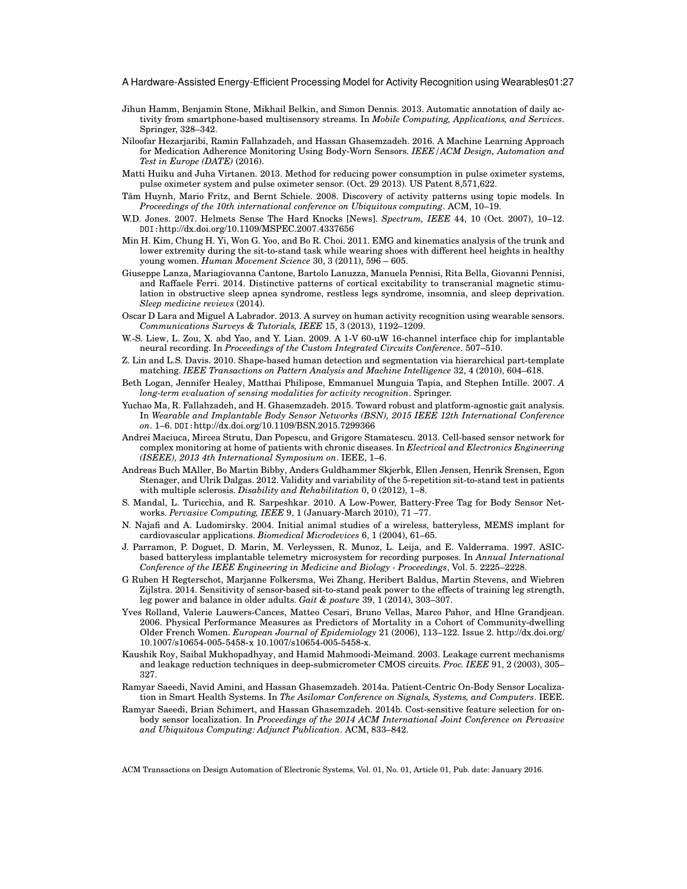Jihun Hamm, Benjamin Stone, Mikhail Belkin, and Simon Dennis. 2013. Automatic annotation of daily activity from smartphone-based multisensory streams. In *Mobile Computing, Applications, and Services*. Springer, 328–342.

Niloofar Hezarjaribi, Ramin Fallahzadeh, and Hassan Ghasemzadeh. 2016. A Machine Learning Approach for Medication Adherence Monitoring Using Body-Worn Sensors. *IEEE/ACM Design, Automation and Test in Europe (DATE)* (2016).

Matti Huiku and Juha Virtanen. 2013. Method for reducing power consumption in pulse oximeter systems, pulse oximeter system and pulse oximeter sensor. (Oct. 29 2013). US Patent 8,571,622.

Tâm Huynh, Mario Fritz, and Bernt Schiele. 2008. Discovery of activity patterns using topic models. In *Proceedings of the 10th international conference on Ubiquitous computing*. ACM, 10–19.

W.D. Jones. 2007. Helmets Sense The Hard Knocks [News]. *Spectrum, IEEE* 44, 10 (Oct. 2007), 10–12. DOI:http://dx.doi.org/10.1109/MSPEC.2007.4337656

Min H. Kim, Chung H. Yi, Won G. Yoo, and Bo R. Choi. 2011. EMG and kinematics analysis of the trunk and lower extremity during the sit-to-stand task while wearing shoes with different heel heights in healthy young women. *Human Movement Science* 30, 3 (2011), 596 – 605.

Giuseppe Lanza, Mariagiovanna Cantone, Bartolo Lanuzza, Manuela Pennisi, Rita Bella, Giovanni Pennisi, and Raffaele Ferri. 2014. Distinctive patterns of cortical excitability to transcranial magnetic stimulation in obstructive sleep apnea syndrome, restless legs syndrome, insomnia, and sleep deprivation. *Sleep medicine reviews* (2014).

Oscar D Lara and Miguel A Labrador. 2013. A survey on human activity recognition using wearable sensors. *Communications Surveys & Tutorials, IEEE* 15, 3 (2013), 1192–1209.

W.-S. Liew, L. Zou, X. abd Yao, and Y. Lian. 2009. A 1-V 60-uW 16-channel interface chip for implantable neural recording. In *Proceedings of the Custom Integrated Circuits Conference*. 507–510.

Z. Lin and L.S. Davis. 2010. Shape-based human detection and segmentation via hierarchical part-template matching. *IEEE Transactions on Pattern Analysis and Machine Intelligence* 32, 4 (2010), 604–618.

Beth Logan, Jennifer Healey, Matthai Philipose, Emmanuel Munguia Tapia, and Stephen Intille. 2007. *A long-term evaluation of sensing modalities for activity recognition*. Springer.

Yuchao Ma, R. Fallahzadeh, and H. Ghasemzadeh. 2015. Toward robust and platform-agnostic gait analysis. In *Wearable and Implantable Body Sensor Networks (BSN), 2015 IEEE 12th International Conference on*. 1–6. DOI:http://dx.doi.org/10.1109/BSN.2015.7299366

Andrei Maciuca, Mircea Strutu, Dan Popescu, and Grigore Stamatescu. 2013. Cell-based sensor network for complex monitoring at home of patients with chronic diseases. In *Electrical and Electronics Engineering (ISEEE), 2013 4th International Symposium on*. IEEE, 1–6.

Andreas Buch MAller, Bo Martin Bibby, Anders Guldhammer Skjerbk, Ellen Jensen, Henrik Srensen, Egon Stenager, and Ulrik Dalgas. 2012. Validity and variability of the 5-repetition sit-to-stand test in patients with multiple sclerosis. *Disability and Rehabilitation* 0, 0 (2012), 1–8.

S. Mandal, L. Turicchia, and R. Sarpeshkar. 2010. A Low-Power, Battery-Free Tag for Body Sensor Networks. *Pervasive Computing, IEEE* 9, 1 (January-March 2010), 71 –77.

N. Najafi and A. Ludomirsky. 2004. Initial animal studies of a wireless, batteryless, MEMS implant for cardiovascular applications. *Biomedical Microdevices* 6, 1 (2004), 61–65.

J. Parramon, P. Doguet, D. Marin, M. Verleyssen, R. Munoz, L. Leija, and E. Valderrama. 1997. ASIC-based batteryless implantable telemetry microsystem for recording purposes. In *Annual International Conference of the IEEE Engineering in Medicine and Biology - Proceedings*, Vol. 5. 2225–2228.

G Ruben H Regterschot, Marjanne Folkersma, Wei Zhang, Heribert Baldus, Martin Stevens, and Wiebren Zijlstra. 2014. Sensitivity of sensor-based sit-to-stand peak power to the effects of training leg strength, leg power and balance in older adults. *Gait & posture* 39, 1 (2014), 303–307.

Yves Rolland, Valerie Lauwers-Cances, Matteo Cesari, Bruno Vellas, Marco Pahor, and Hlne Grandjean. 2006. Physical Performance Measures as Predictors of Mortality in a Cohort of Community-dwelling Older French Women. *European Journal of Epidemiology* 21 (2006), 113–122. Issue 2. http://dx.doi.org/10.1007/s10654-005-5458-x 10.1007/s10654-005-5458-x.

Kaushik Roy, Saibal Mukhopadhyay, and Hamid Mahmoodi-Meimand. 2003. Leakage current mechanisms and leakage reduction techniques in deep-submicrometer CMOS circuits. *Proc. IEEE* 91, 2 (2003), 305–327.

Ramyar Saeedi, Navid Amini, and Hassan Ghasemzadeh. 2014a. Patient-Centric On-Body Sensor Localization in Smart Health Systems. In *The Asilomar Conference on Signals, Systems, and Computers*. IEEE.

Ramyar Saeedi, Brian Schimert, and Hassan Ghasemzadeh. 2014b. Cost-sensitive feature selection for on-body sensor localization. In *Proceedings of the 2014 ACM International Joint Conference on Pervasive and Ubiquitous Computing: Adjunct Publication*. ACM, 833–842.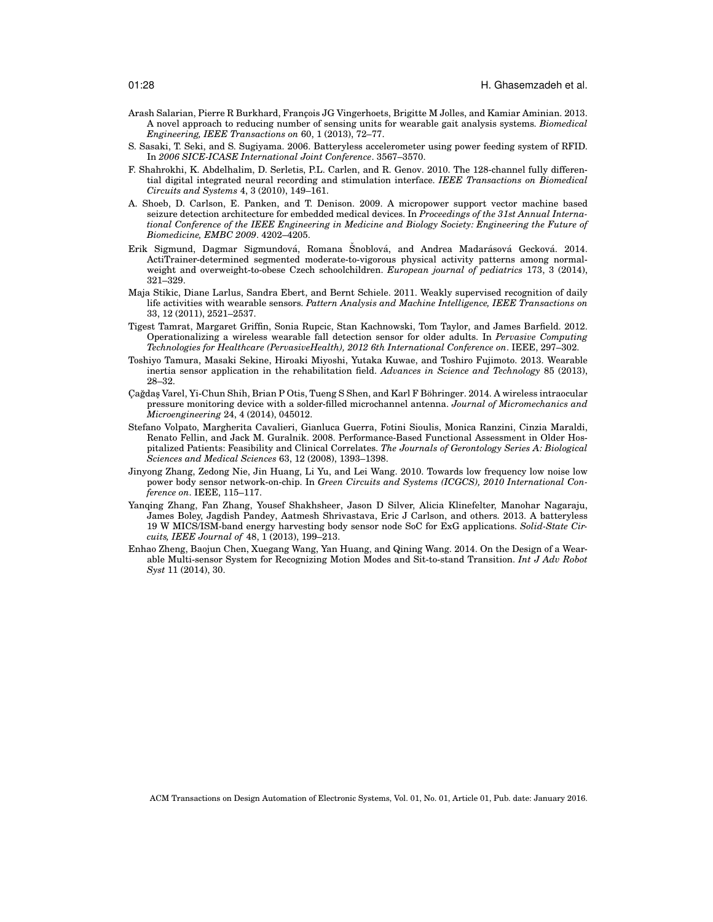Arash Salarian, Pierre R Burkhard, François JG Vingerhoets, Brigitte M Jolles, and Kamiar Aminian. 2013. A novel approach to reducing number of sensing units for wearable gait analysis systems. *Biomedical Engineering, IEEE Transactions on* 60, 1 (2013), 72–77.

S. Sasaki, T. Seki, and S. Sugiyama. 2006. Batteryless accelerometer using power feeding system of RFID. In *2006 SICE-ICASE International Joint Conference*. 3567–3570.

F. Shahrokhi, K. Abdelhalim, D. Serletis, P.L. Carlen, and R. Genov. 2010. The 128-channel fully differential digital integrated neural recording and stimulation interface. *IEEE Transactions on Biomedical Circuits and Systems* 4, 3 (2010), 149–161.

A. Shoeb, D. Carlson, E. Panken, and T. Denison. 2009. A micropower support vector machine based seizure detection architecture for embedded medical devices. In *Proceedings of the 31st Annual International Conference of the IEEE Engineering in Medicine and Biology Society: Engineering the Future of Biomedicine, EMBC 2009*. 4202–4205.

Erik Sigmund, Dagmar Sigmundová, Romana Šnoblová, and Andrea Madarásová Gecková. 2014. ActiTrainer-determined segmented moderate-to-vigorous physical activity patterns among normal-weight and overweight-to-obese Czech schoolchildren. *European journal of pediatrics* 173, 3 (2014), 321–329.

Maja Stikic, Diane Larlus, Sandra Ebert, and Bernt Schiele. 2011. Weakly supervised recognition of daily life activities with wearable sensors. *Pattern Analysis and Machine Intelligence, IEEE Transactions on* 33, 12 (2011), 2521–2537.

Tigest Tamrat, Margaret Griffin, Sonia Rupcic, Stan Kachnowski, Tom Taylor, and James Barfield. 2012. Operationalizing a wireless wearable fall detection sensor for older adults. In *Pervasive Computing Technologies for Healthcare (PervasiveHealth), 2012 6th International Conference on*. IEEE, 297–302.

Toshiyo Tamura, Masaki Sekine, Hiroaki Miyoshi, Yutaka Kuwae, and Toshiro Fujimoto. 2013. Wearable inertia sensor application in the rehabilitation field. *Advances in Science and Technology* 85 (2013), 28–32.

Çağdaş Varel, Yi-Chun Shih, Brian P Otis, Tueng S Shen, and Karl F Böhringer. 2014. A wireless intraocular pressure monitoring device with a solder-filled microchannel antenna. *Journal of Micromechanics and Microengineering* 24, 4 (2014), 045012.

Stefano Volpato, Margherita Cavalieri, Gianluca Guerra, Fotini Sioulis, Monica Ranzini, Cinzia Maraldi, Renato Fellin, and Jack M. Guralnik. 2008. Performance-Based Functional Assessment in Older Hospitalized Patients: Feasibility and Clinical Correlates. *The Journals of Gerontology Series A: Biological Sciences and Medical Sciences* 63, 12 (2008), 1393–1398.

Jinyong Zhang, Zedong Nie, Jin Huang, Li Yu, and Lei Wang. 2010. Towards low frequency low noise low power body sensor network-on-chip. In *Green Circuits and Systems (ICGCS), 2010 International Conference on*. IEEE, 115–117.

Yanqing Zhang, Fan Zhang, Yousef Shakhsheer, Jason D Silver, Alicia Klinefelter, Manohar Nagaraju, James Boley, Jagdish Pandey, Aatmesh Shrivastava, Eric J Carlson, and others. 2013. A batteryless 19 W MICS/ISM-band energy harvesting body sensor node SoC for ExG applications. *Solid-State Circuits, IEEE Journal of* 48, 1 (2013), 199–213.

Enhao Zheng, Baojun Chen, Xuegang Wang, Yan Huang, and Qining Wang. 2014. On the Design of a Wearable Multi-sensor System for Recognizing Motion Modes and Sit-to-stand Transition. *Int J Adv Robot Syst* 11 (2014), 30.